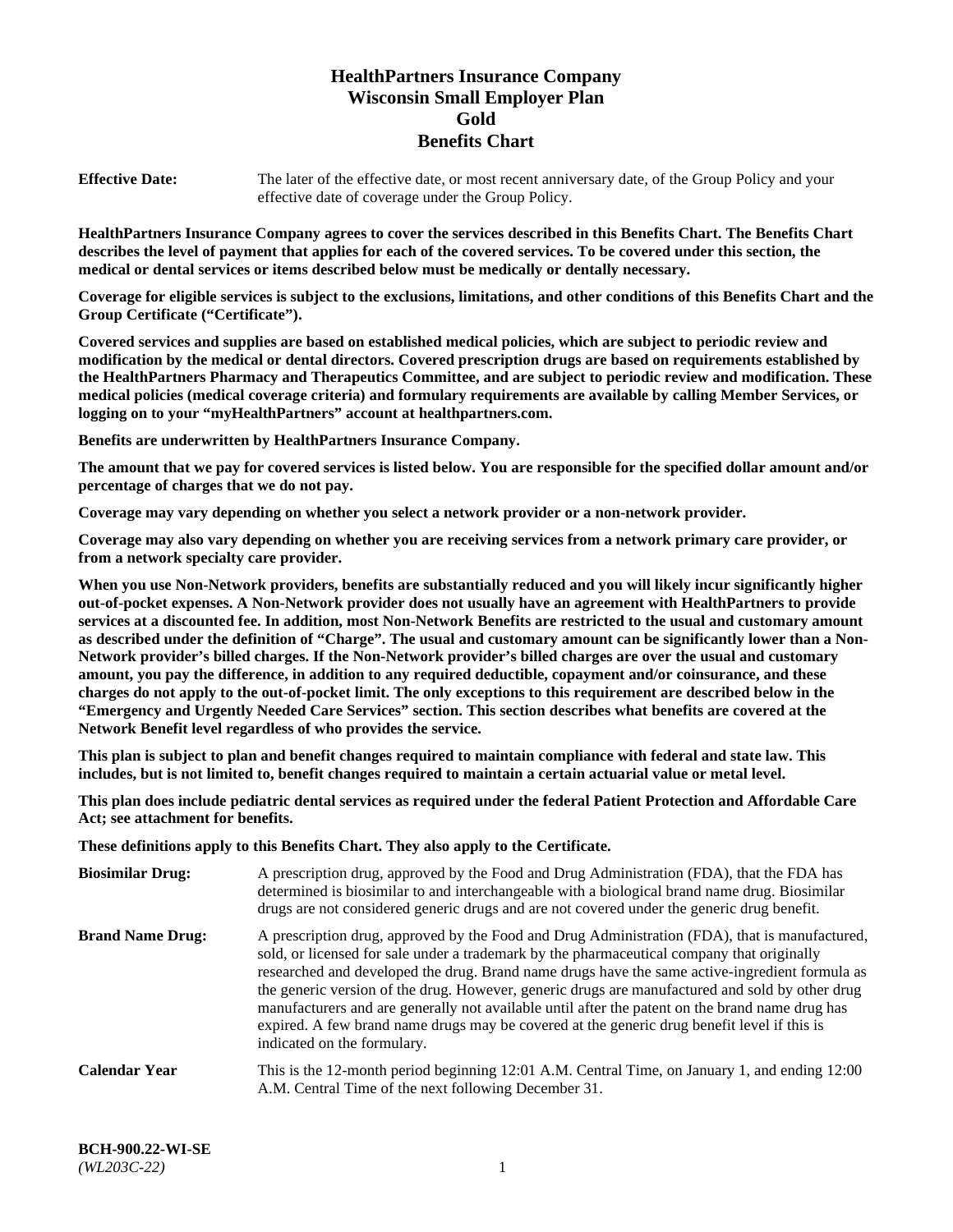# HealthPartners Insurance Company
# Wisconsin Small Employer Plan
# Gold
# Benefits Chart

**Effective Date:** The later of the effective date, or most recent anniversary date, of the Group Policy and your effective date of coverage under the Group Policy.

**HealthPartners Insurance Company agrees to cover the services described in this Benefits Chart. The Benefits Chart describes the level of payment that applies for each of the covered services. To be covered under this section, the medical or dental services or items described below must be medically or dentally necessary.**

**Coverage for eligible services is subject to the exclusions, limitations, and other conditions of this Benefits Chart and the Group Certificate ("Certificate").**

**Covered services and supplies are based on established medical policies, which are subject to periodic review and modification by the medical or dental directors. Covered prescription drugs are based on requirements established by the HealthPartners Pharmacy and Therapeutics Committee, and are subject to periodic review and modification. These medical policies (medical coverage criteria) and formulary requirements are available by calling Member Services, or logging on to your "myHealthPartners" account at healthpartners.com.**

**Benefits are underwritten by HealthPartners Insurance Company.**

**The amount that we pay for covered services is listed below. You are responsible for the specified dollar amount and/or percentage of charges that we do not pay.**

**Coverage may vary depending on whether you select a network provider or a non-network provider.**

**Coverage may also vary depending on whether you are receiving services from a network primary care provider, or from a network specialty care provider.**

**When you use Non-Network providers, benefits are substantially reduced and you will likely incur significantly higher out-of-pocket expenses. A Non-Network provider does not usually have an agreement with HealthPartners to provide services at a discounted fee. In addition, most Non-Network Benefits are restricted to the usual and customary amount as described under the definition of "Charge". The usual and customary amount can be significantly lower than a Non-Network provider's billed charges. If the Non-Network provider's billed charges are over the usual and customary amount, you pay the difference, in addition to any required deductible, copayment and/or coinsurance, and these charges do not apply to the out-of-pocket limit. The only exceptions to this requirement are described below in the "Emergency and Urgently Needed Care Services" section. This section describes what benefits are covered at the Network Benefit level regardless of who provides the service.**

**This plan is subject to plan and benefit changes required to maintain compliance with federal and state law. This includes, but is not limited to, benefit changes required to maintain a certain actuarial value or metal level.**

**This plan does include pediatric dental services as required under the federal Patient Protection and Affordable Care Act; see attachment for benefits.**

**These definitions apply to this Benefits Chart. They also apply to the Certificate.**

**Biosimilar Drug:** A prescription drug, approved by the Food and Drug Administration (FDA), that the FDA has determined is biosimilar to and interchangeable with a biological brand name drug. Biosimilar drugs are not considered generic drugs and are not covered under the generic drug benefit.

**Brand Name Drug:** A prescription drug, approved by the Food and Drug Administration (FDA), that is manufactured, sold, or licensed for sale under a trademark by the pharmaceutical company that originally researched and developed the drug. Brand name drugs have the same active-ingredient formula as the generic version of the drug. However, generic drugs are manufactured and sold by other drug manufacturers and are generally not available until after the patent on the brand name drug has expired. A few brand name drugs may be covered at the generic drug benefit level if this is indicated on the formulary.

**Calendar Year** This is the 12-month period beginning 12:01 A.M. Central Time, on January 1, and ending 12:00 A.M. Central Time of the next following December 31.

**BCH-900.22-WI-SE**
*(WL203C-22)*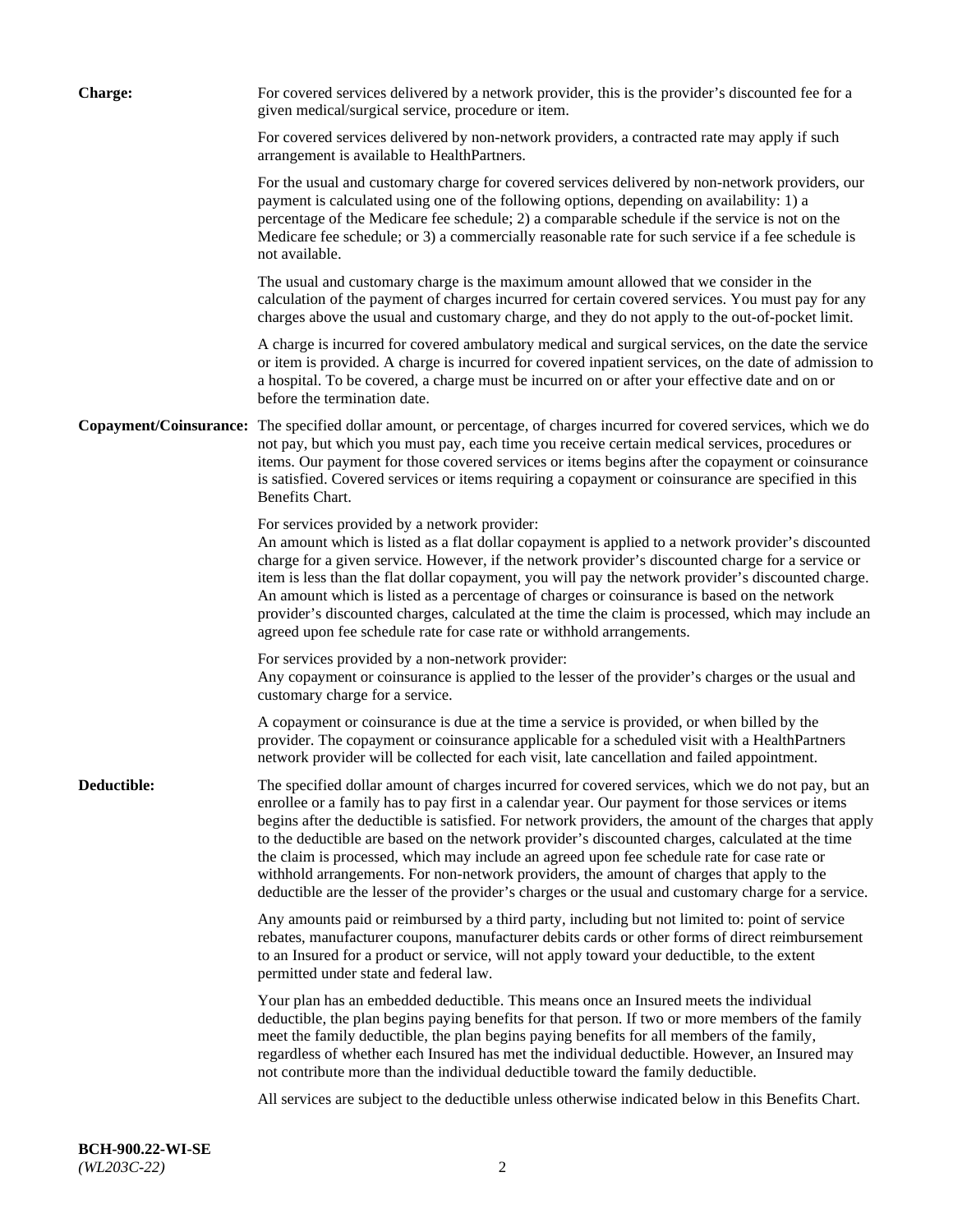**Charge:** For covered services delivered by a network provider, this is the provider's discounted fee for a given medical/surgical service, procedure or item.

For covered services delivered by non-network providers, a contracted rate may apply if such arrangement is available to HealthPartners.

For the usual and customary charge for covered services delivered by non-network providers, our payment is calculated using one of the following options, depending on availability: 1) a percentage of the Medicare fee schedule; 2) a comparable schedule if the service is not on the Medicare fee schedule; or 3) a commercially reasonable rate for such service if a fee schedule is not available.

The usual and customary charge is the maximum amount allowed that we consider in the calculation of the payment of charges incurred for certain covered services. You must pay for any charges above the usual and customary charge, and they do not apply to the out-of-pocket limit.

A charge is incurred for covered ambulatory medical and surgical services, on the date the service or item is provided. A charge is incurred for covered inpatient services, on the date of admission to a hospital. To be covered, a charge must be incurred on or after your effective date and on or before the termination date.

**Copayment/Coinsurance:** The specified dollar amount, or percentage, of charges incurred for covered services, which we do not pay, but which you must pay, each time you receive certain medical services, procedures or items. Our payment for those covered services or items begins after the copayment or coinsurance is satisfied. Covered services or items requiring a copayment or coinsurance are specified in this Benefits Chart.

For services provided by a network provider:
An amount which is listed as a flat dollar copayment is applied to a network provider's discounted charge for a given service. However, if the network provider's discounted charge for a service or item is less than the flat dollar copayment, you will pay the network provider's discounted charge. An amount which is listed as a percentage of charges or coinsurance is based on the network provider's discounted charges, calculated at the time the claim is processed, which may include an agreed upon fee schedule rate for case rate or withhold arrangements.

For services provided by a non-network provider:
Any copayment or coinsurance is applied to the lesser of the provider's charges or the usual and customary charge for a service.

A copayment or coinsurance is due at the time a service is provided, or when billed by the provider. The copayment or coinsurance applicable for a scheduled visit with a HealthPartners network provider will be collected for each visit, late cancellation and failed appointment.

**Deductible:** The specified dollar amount of charges incurred for covered services, which we do not pay, but an enrollee or a family has to pay first in a calendar year. Our payment for those services or items begins after the deductible is satisfied. For network providers, the amount of the charges that apply to the deductible are based on the network provider's discounted charges, calculated at the time the claim is processed, which may include an agreed upon fee schedule rate for case rate or withhold arrangements. For non-network providers, the amount of charges that apply to the deductible are the lesser of the provider's charges or the usual and customary charge for a service.

Any amounts paid or reimbursed by a third party, including but not limited to: point of service rebates, manufacturer coupons, manufacturer debits cards or other forms of direct reimbursement to an Insured for a product or service, will not apply toward your deductible, to the extent permitted under state and federal law.

Your plan has an embedded deductible. This means once an Insured meets the individual deductible, the plan begins paying benefits for that person. If two or more members of the family meet the family deductible, the plan begins paying benefits for all members of the family, regardless of whether each Insured has met the individual deductible. However, an Insured may not contribute more than the individual deductible toward the family deductible.

All services are subject to the deductible unless otherwise indicated below in this Benefits Chart.

**BCH-900.22-WI-SE**
*(WL203C-22)*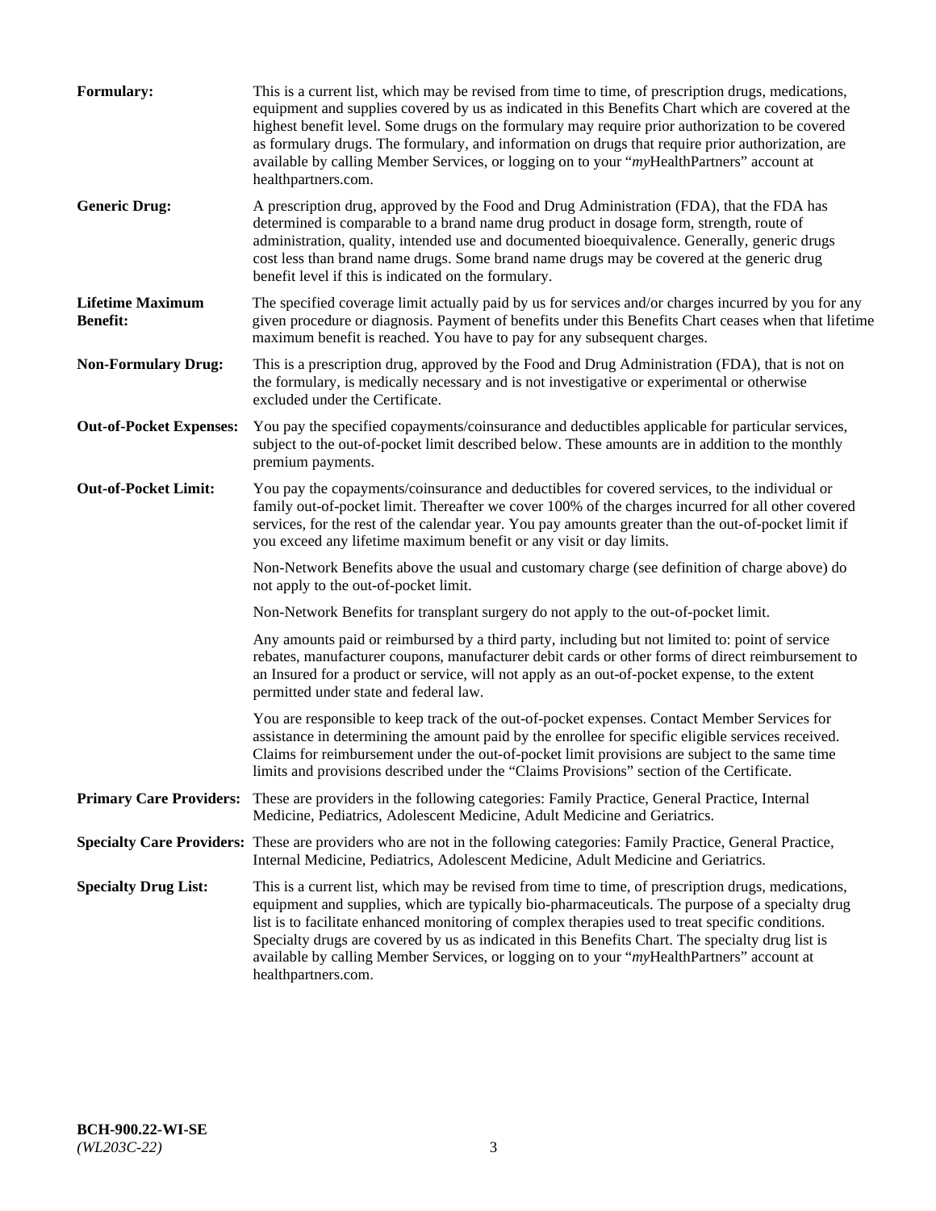**Formulary:** This is a current list, which may be revised from time to time, of prescription drugs, medications, equipment and supplies covered by us as indicated in this Benefits Chart which are covered at the highest benefit level. Some drugs on the formulary may require prior authorization to be covered as formulary drugs. The formulary, and information on drugs that require prior authorization, are available by calling Member Services, or logging on to your "*my*HealthPartners" account at healthpartners.com.

**Generic Drug:** A prescription drug, approved by the Food and Drug Administration (FDA), that the FDA has determined is comparable to a brand name drug product in dosage form, strength, route of administration, quality, intended use and documented bioequivalence. Generally, generic drugs cost less than brand name drugs. Some brand name drugs may be covered at the generic drug benefit level if this is indicated on the formulary.

**Lifetime Maximum Benefit:** The specified coverage limit actually paid by us for services and/or charges incurred by you for any given procedure or diagnosis. Payment of benefits under this Benefits Chart ceases when that lifetime maximum benefit is reached. You have to pay for any subsequent charges.

**Non-Formulary Drug:** This is a prescription drug, approved by the Food and Drug Administration (FDA), that is not on the formulary, is medically necessary and is not investigative or experimental or otherwise excluded under the Certificate.

**Out-of-Pocket Expenses:** You pay the specified copayments/coinsurance and deductibles applicable for particular services, subject to the out-of-pocket limit described below. These amounts are in addition to the monthly premium payments.

**Out-of-Pocket Limit:** You pay the copayments/coinsurance and deductibles for covered services, to the individual or family out-of-pocket limit. Thereafter we cover 100% of the charges incurred for all other covered services, for the rest of the calendar year. You pay amounts greater than the out-of-pocket limit if you exceed any lifetime maximum benefit or any visit or day limits.

Non-Network Benefits above the usual and customary charge (see definition of charge above) do not apply to the out-of-pocket limit.

Non-Network Benefits for transplant surgery do not apply to the out-of-pocket limit.

Any amounts paid or reimbursed by a third party, including but not limited to: point of service rebates, manufacturer coupons, manufacturer debit cards or other forms of direct reimbursement to an Insured for a product or service, will not apply as an out-of-pocket expense, to the extent permitted under state and federal law.

You are responsible to keep track of the out-of-pocket expenses. Contact Member Services for assistance in determining the amount paid by the enrollee for specific eligible services received. Claims for reimbursement under the out-of-pocket limit provisions are subject to the same time limits and provisions described under the "Claims Provisions" section of the Certificate.

**Primary Care Providers:** These are providers in the following categories: Family Practice, General Practice, Internal Medicine, Pediatrics, Adolescent Medicine, Adult Medicine and Geriatrics.

**Specialty Care Providers:** These are providers who are not in the following categories: Family Practice, General Practice, Internal Medicine, Pediatrics, Adolescent Medicine, Adult Medicine and Geriatrics.

**Specialty Drug List:** This is a current list, which may be revised from time to time, of prescription drugs, medications, equipment and supplies, which are typically bio-pharmaceuticals. The purpose of a specialty drug list is to facilitate enhanced monitoring of complex therapies used to treat specific conditions. Specialty drugs are covered by us as indicated in this Benefits Chart. The specialty drug list is available by calling Member Services, or logging on to your "*my*HealthPartners" account at healthpartners.com.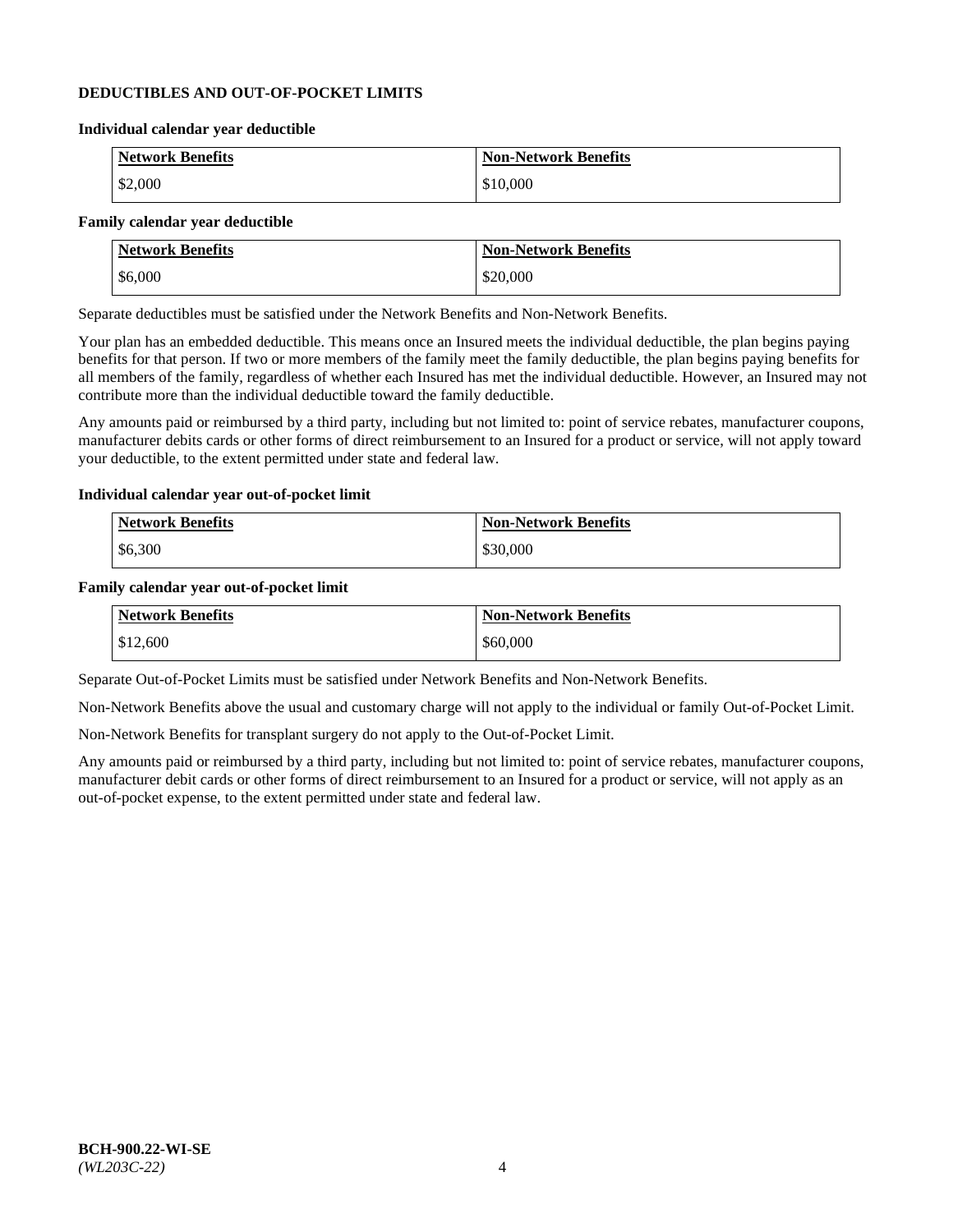**DEDUCTIBLES AND OUT-OF-POCKET LIMITS**

**Individual calendar year deductible**

| Network Benefits | Non-Network Benefits |
| --- | --- |
| $2,000 | $10,000 |

**Family calendar year deductible**

| Network Benefits | Non-Network Benefits |
| --- | --- |
| $6,000 | $20,000 |

Separate deductibles must be satisfied under the Network Benefits and Non-Network Benefits.

Your plan has an embedded deductible. This means once an Insured meets the individual deductible, the plan begins paying benefits for that person. If two or more members of the family meet the family deductible, the plan begins paying benefits for all members of the family, regardless of whether each Insured has met the individual deductible. However, an Insured may not contribute more than the individual deductible toward the family deductible.

Any amounts paid or reimbursed by a third party, including but not limited to: point of service rebates, manufacturer coupons, manufacturer debits cards or other forms of direct reimbursement to an Insured for a product or service, will not apply toward your deductible, to the extent permitted under state and federal law.

**Individual calendar year out-of-pocket limit**

| Network Benefits | Non-Network Benefits |
| --- | --- |
| $6,300 | $30,000 |

**Family calendar year out-of-pocket limit**

| Network Benefits | Non-Network Benefits |
| --- | --- |
| $12,600 | $60,000 |

Separate Out-of-Pocket Limits must be satisfied under Network Benefits and Non-Network Benefits.

Non-Network Benefits above the usual and customary charge will not apply to the individual or family Out-of-Pocket Limit.

Non-Network Benefits for transplant surgery do not apply to the Out-of-Pocket Limit.

Any amounts paid or reimbursed by a third party, including but not limited to: point of service rebates, manufacturer coupons, manufacturer debit cards or other forms of direct reimbursement to an Insured for a product or service, will not apply as an out-of-pocket expense, to the extent permitted under state and federal law.

**BCH-900.22-WI-SE**
*(WL203C-22)*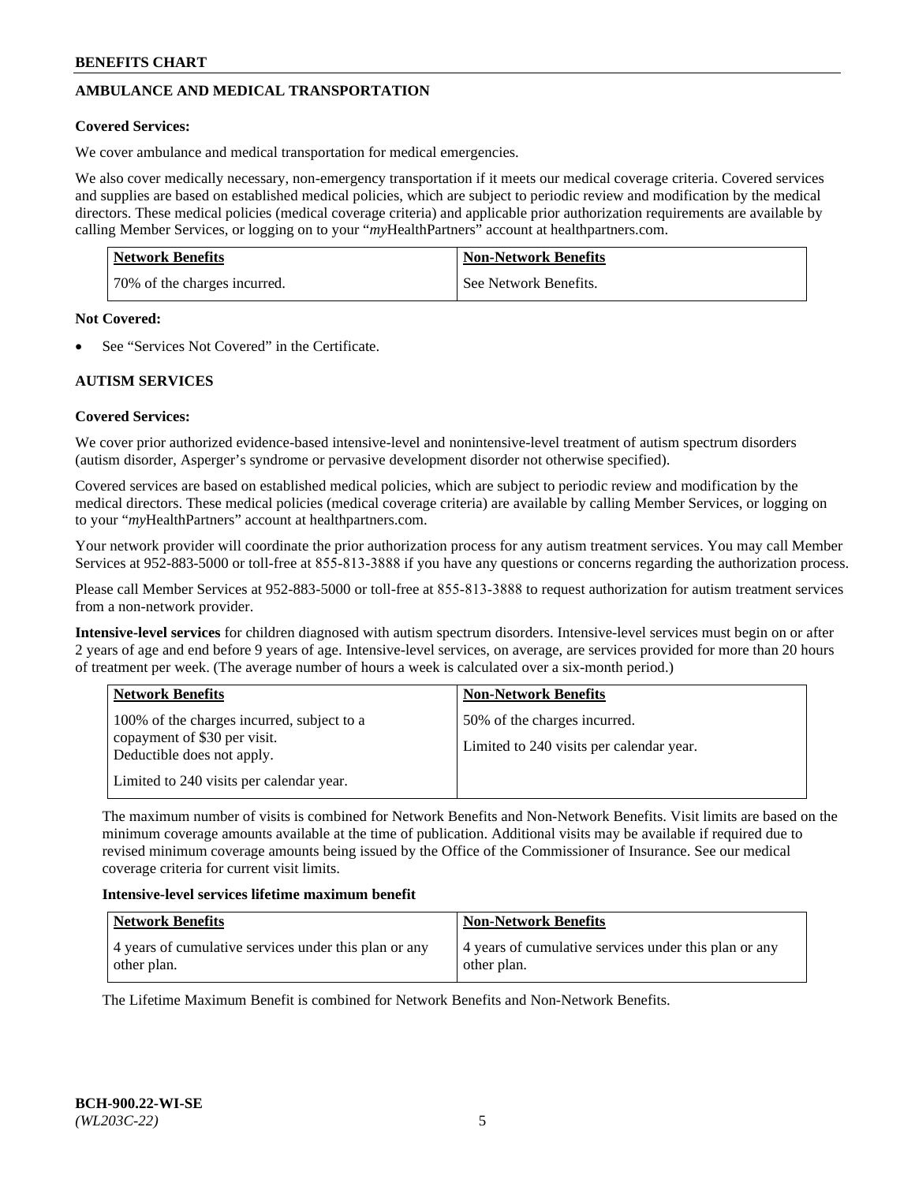## AMBULANCE AND MEDICAL TRANSPORTATION

**Covered Services:**

We cover ambulance and medical transportation for medical emergencies.

We also cover medically necessary, non-emergency transportation if it meets our medical coverage criteria. Covered services and supplies are based on established medical policies, which are subject to periodic review and modification by the medical directors. These medical policies (medical coverage criteria) and applicable prior authorization requirements are available by calling Member Services, or logging on to your "*my*HealthPartners" account at healthpartners.com.

| Network Benefits | Non-Network Benefits |
| --- | --- |
| 70% of the charges incurred. | See Network Benefits. |

**Not Covered:**

- See "Services Not Covered" in the Certificate.

## AUTISM SERVICES

**Covered Services:**

We cover prior authorized evidence-based intensive-level and nonintensive-level treatment of autism spectrum disorders (autism disorder, Asperger's syndrome or pervasive development disorder not otherwise specified).

Covered services are based on established medical policies, which are subject to periodic review and modification by the medical directors. These medical policies (medical coverage criteria) are available by calling Member Services, or logging on to your "*my*HealthPartners" account at healthpartners.com.

Your network provider will coordinate the prior authorization process for any autism treatment services. You may call Member Services at 952-883-5000 or toll-free at 855-813-3888 if you have any questions or concerns regarding the authorization process.

Please call Member Services at 952-883-5000 or toll-free at 855-813-3888 to request authorization for autism treatment services from a non-network provider.

**Intensive-level services** for children diagnosed with autism spectrum disorders. Intensive-level services must begin on or after 2 years of age and end before 9 years of age. Intensive-level services, on average, are services provided for more than 20 hours of treatment per week. (The average number of hours a week is calculated over a six-month period.)

| Network Benefits | Non-Network Benefits |
| --- | --- |
| 100% of the charges incurred, subject to a copayment of $30 per visit. Deductible does not apply.<br><br>Limited to 240 visits per calendar year. | 50% of the charges incurred.<br><br>Limited to 240 visits per calendar year. |

The maximum number of visits is combined for Network Benefits and Non-Network Benefits. Visit limits are based on the minimum coverage amounts available at the time of publication. Additional visits may be available if required due to revised minimum coverage amounts being issued by the Office of the Commissioner of Insurance. See our medical coverage criteria for current visit limits.

**Intensive-level services lifetime maximum benefit**

| Network Benefits | Non-Network Benefits |
| --- | --- |
| 4 years of cumulative services under this plan or any other plan. | 4 years of cumulative services under this plan or any other plan. |

The Lifetime Maximum Benefit is combined for Network Benefits and Non-Network Benefits.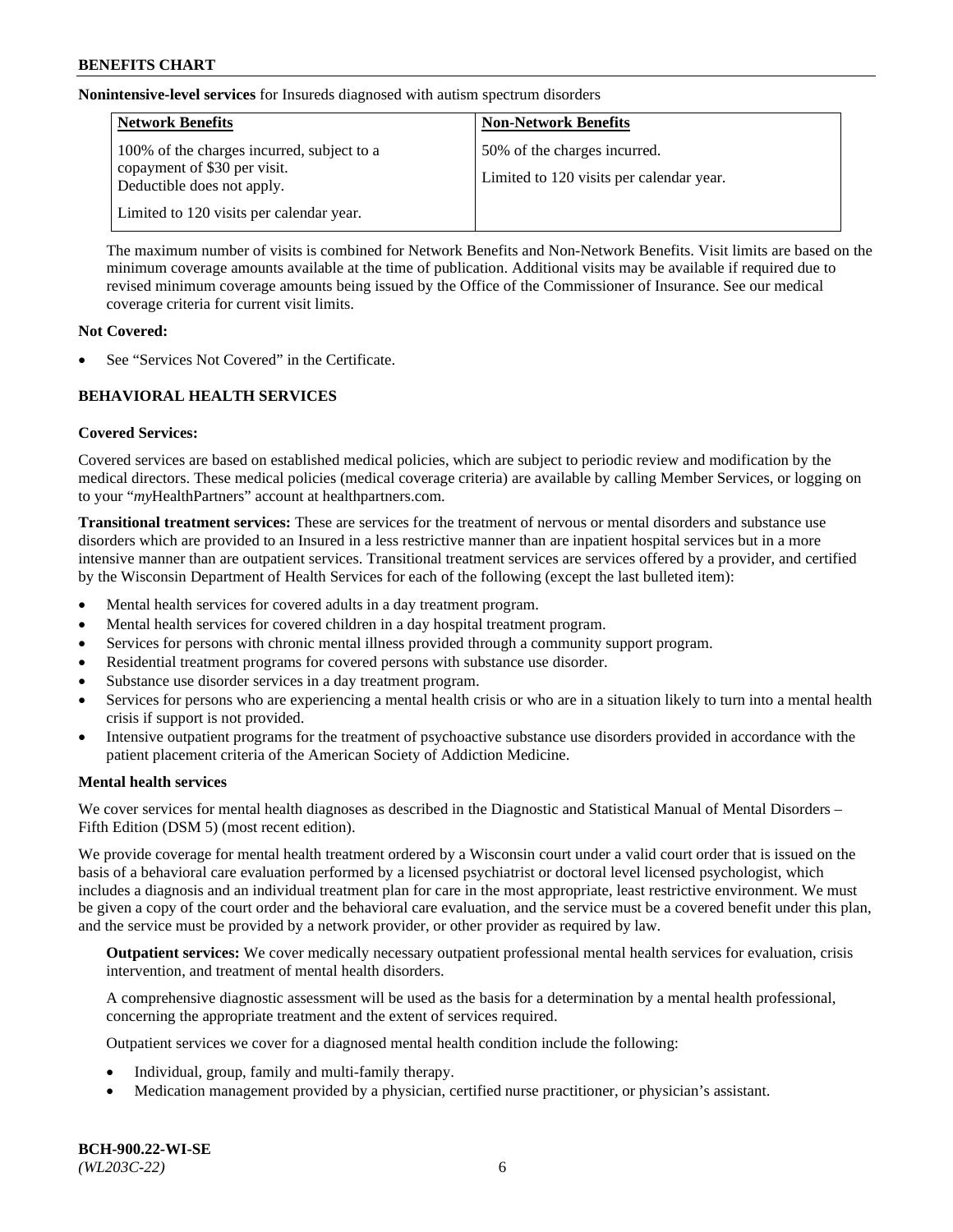**Nonintensive-level services** for Insureds diagnosed with autism spectrum disorders

| Network Benefits | Non-Network Benefits |
| --- | --- |
| 100% of the charges incurred, subject to a copayment of $30 per visit. Deductible does not apply.<br><br>Limited to 120 visits per calendar year. | 50% of the charges incurred.<br><br>Limited to 120 visits per calendar year. |

The maximum number of visits is combined for Network Benefits and Non-Network Benefits. Visit limits are based on the minimum coverage amounts available at the time of publication. Additional visits may be available if required due to revised minimum coverage amounts being issued by the Office of the Commissioner of Insurance. See our medical coverage criteria for current visit limits.

**Not Covered:**

- See "Services Not Covered" in the Certificate.

## BEHAVIORAL HEALTH SERVICES

**Covered Services:**

Covered services are based on established medical policies, which are subject to periodic review and modification by the medical directors. These medical policies (medical coverage criteria) are available by calling Member Services, or logging on to your "*my*HealthPartners" account at healthpartners.com.

**Transitional treatment services:** These are services for the treatment of nervous or mental disorders and substance use disorders which are provided to an Insured in a less restrictive manner than are inpatient hospital services but in a more intensive manner than are outpatient services. Transitional treatment services are services offered by a provider, and certified by the Wisconsin Department of Health Services for each of the following (except the last bulleted item):

- Mental health services for covered adults in a day treatment program.
- Mental health services for covered children in a day hospital treatment program.
- Services for persons with chronic mental illness provided through a community support program.
- Residential treatment programs for covered persons with substance use disorder.
- Substance use disorder services in a day treatment program.
- Services for persons who are experiencing a mental health crisis or who are in a situation likely to turn into a mental health crisis if support is not provided.
- Intensive outpatient programs for the treatment of psychoactive substance use disorders provided in accordance with the patient placement criteria of the American Society of Addiction Medicine.

**Mental health services**

We cover services for mental health diagnoses as described in the Diagnostic and Statistical Manual of Mental Disorders – Fifth Edition (DSM 5) (most recent edition).

We provide coverage for mental health treatment ordered by a Wisconsin court under a valid court order that is issued on the basis of a behavioral care evaluation performed by a licensed psychiatrist or doctoral level licensed psychologist, which includes a diagnosis and an individual treatment plan for care in the most appropriate, least restrictive environment. We must be given a copy of the court order and the behavioral care evaluation, and the service must be a covered benefit under this plan, and the service must be provided by a network provider, or other provider as required by law.

**Outpatient services:** We cover medically necessary outpatient professional mental health services for evaluation, crisis intervention, and treatment of mental health disorders.

A comprehensive diagnostic assessment will be used as the basis for a determination by a mental health professional, concerning the appropriate treatment and the extent of services required.

Outpatient services we cover for a diagnosed mental health condition include the following:

- Individual, group, family and multi-family therapy.
- Medication management provided by a physician, certified nurse practitioner, or physician's assistant.

BCH-900.22-WI-SE
*(WL203C-22)*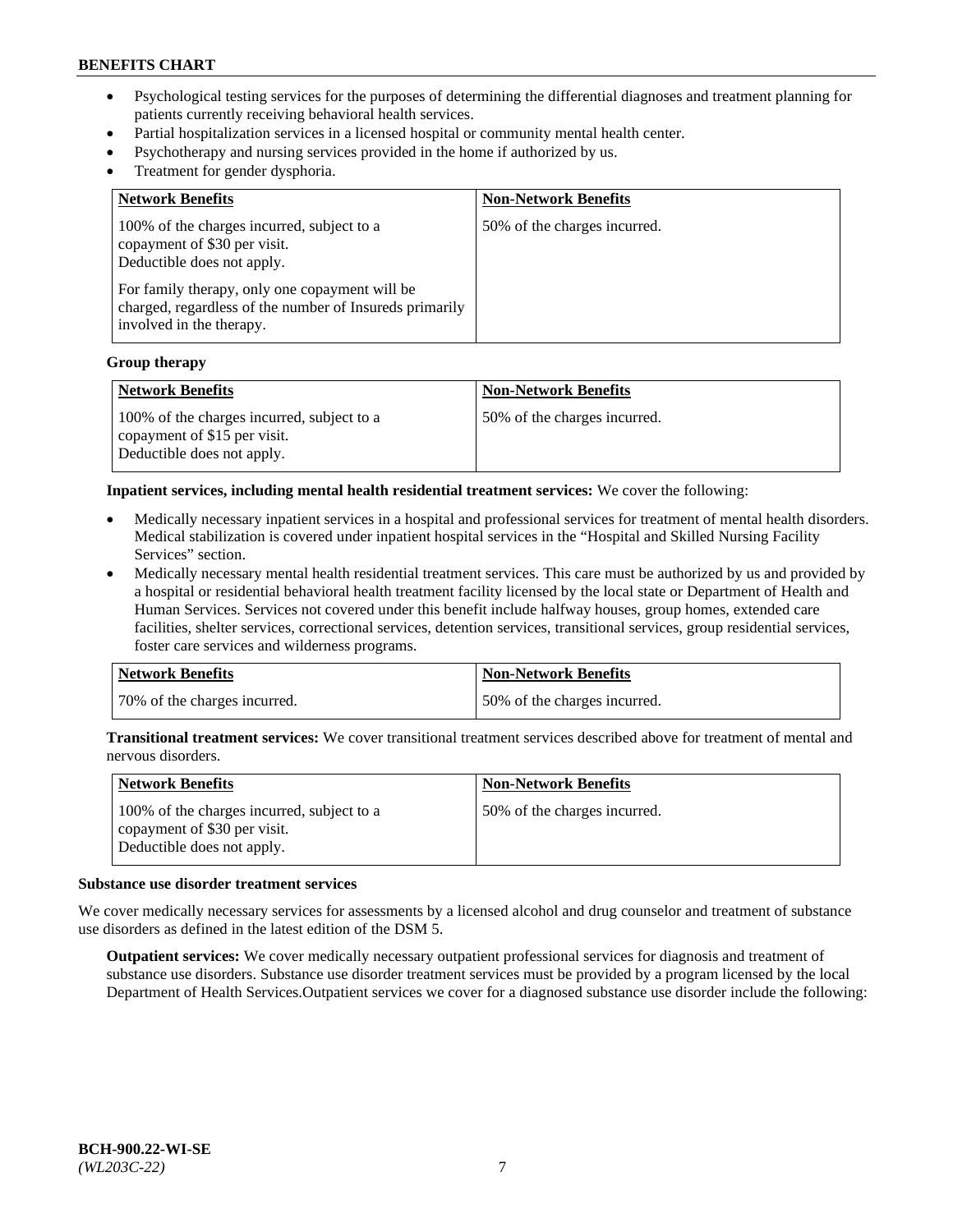- Psychological testing services for the purposes of determining the differential diagnoses and treatment planning for patients currently receiving behavioral health services.
- Partial hospitalization services in a licensed hospital or community mental health center.
- Psychotherapy and nursing services provided in the home if authorized by us.
- Treatment for gender dysphoria.

| Network Benefits | Non-Network Benefits |
| --- | --- |
| 100% of the charges incurred, subject to a copayment of $30 per visit. Deductible does not apply.<br><br>For family therapy, only one copayment will be charged, regardless of the number of Insureds primarily involved in the therapy. | 50% of the charges incurred. |

**Group therapy**

| Network Benefits | Non-Network Benefits |
| --- | --- |
| 100% of the charges incurred, subject to a copayment of $15 per visit. Deductible does not apply. | 50% of the charges incurred. |

**Inpatient services, including mental health residential treatment services:** We cover the following:

- Medically necessary inpatient services in a hospital and professional services for treatment of mental health disorders. Medical stabilization is covered under inpatient hospital services in the "Hospital and Skilled Nursing Facility Services" section.
- Medically necessary mental health residential treatment services. This care must be authorized by us and provided by a hospital or residential behavioral health treatment facility licensed by the local state or Department of Health and Human Services. Services not covered under this benefit include halfway houses, group homes, extended care facilities, shelter services, correctional services, detention services, transitional services, group residential services, foster care services and wilderness programs.

| Network Benefits | Non-Network Benefits |
| --- | --- |
| 70% of the charges incurred. | 50% of the charges incurred. |

**Transitional treatment services:** We cover transitional treatment services described above for treatment of mental and nervous disorders.

| Network Benefits | Non-Network Benefits |
| --- | --- |
| 100% of the charges incurred, subject to a copayment of $30 per visit. Deductible does not apply. | 50% of the charges incurred. |

**Substance use disorder treatment services**

We cover medically necessary services for assessments by a licensed alcohol and drug counselor and treatment of substance use disorders as defined in the latest edition of the DSM 5.

**Outpatient services:** We cover medically necessary outpatient professional services for diagnosis and treatment of substance use disorders. Substance use disorder treatment services must be provided by a program licensed by the local Department of Health Services.Outpatient services we cover for a diagnosed substance use disorder include the following: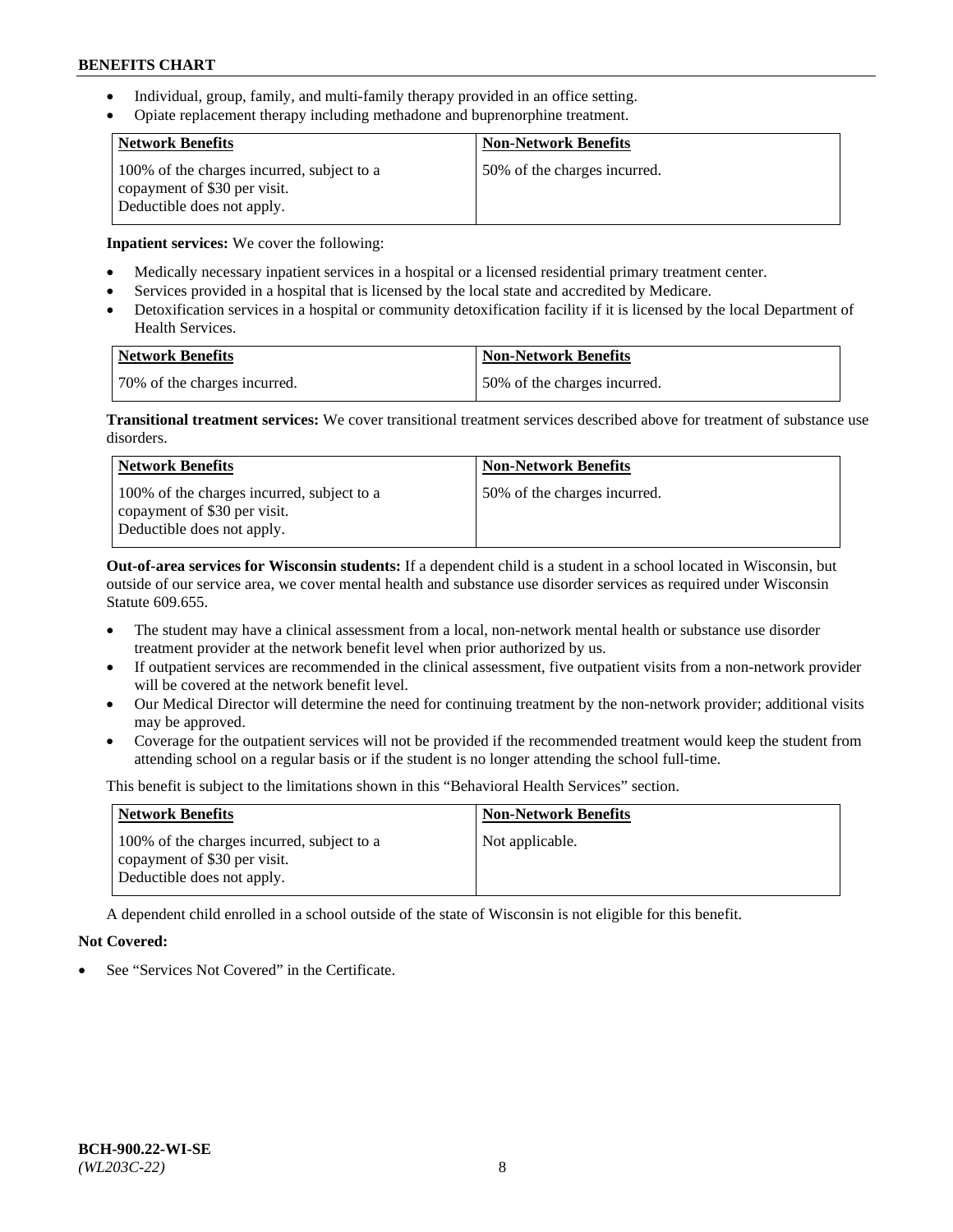- Individual, group, family, and multi-family therapy provided in an office setting.
- Opiate replacement therapy including methadone and buprenorphine treatment.

| Network Benefits | Non-Network Benefits |
| --- | --- |
| 100% of the charges incurred, subject to a copayment of $30 per visit. Deductible does not apply. | 50% of the charges incurred. |

**Inpatient services:** We cover the following:

- Medically necessary inpatient services in a hospital or a licensed residential primary treatment center.
- Services provided in a hospital that is licensed by the local state and accredited by Medicare.
- Detoxification services in a hospital or community detoxification facility if it is licensed by the local Department of Health Services.

| Network Benefits | Non-Network Benefits |
| --- | --- |
| 70% of the charges incurred. | 50% of the charges incurred. |

**Transitional treatment services:** We cover transitional treatment services described above for treatment of substance use disorders.

| Network Benefits | Non-Network Benefits |
| --- | --- |
| 100% of the charges incurred, subject to a copayment of $30 per visit. Deductible does not apply. | 50% of the charges incurred. |

**Out-of-area services for Wisconsin students:** If a dependent child is a student in a school located in Wisconsin, but outside of our service area, we cover mental health and substance use disorder services as required under Wisconsin Statute 609.655.

- The student may have a clinical assessment from a local, non-network mental health or substance use disorder treatment provider at the network benefit level when prior authorized by us.
- If outpatient services are recommended in the clinical assessment, five outpatient visits from a non-network provider will be covered at the network benefit level.
- Our Medical Director will determine the need for continuing treatment by the non-network provider; additional visits may be approved.
- Coverage for the outpatient services will not be provided if the recommended treatment would keep the student from attending school on a regular basis or if the student is no longer attending the school full-time.

This benefit is subject to the limitations shown in this "Behavioral Health Services" section.

| Network Benefits | Non-Network Benefits |
| --- | --- |
| 100% of the charges incurred, subject to a copayment of $30 per visit. Deductible does not apply. | Not applicable. |

A dependent child enrolled in a school outside of the state of Wisconsin is not eligible for this benefit.

**Not Covered:**

- See "Services Not Covered" in the Certificate.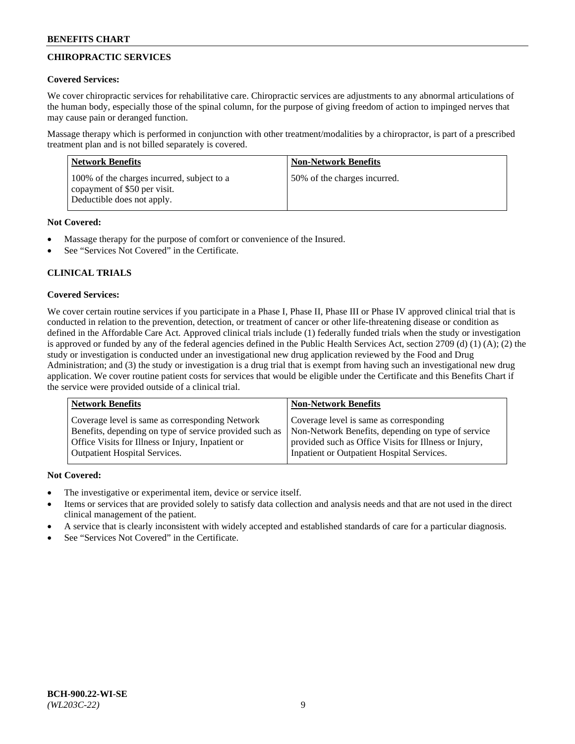## CHIROPRACTIC SERVICES

**Covered Services:**

We cover chiropractic services for rehabilitative care. Chiropractic services are adjustments to any abnormal articulations of the human body, especially those of the spinal column, for the purpose of giving freedom of action to impinged nerves that may cause pain or deranged function.

Massage therapy which is performed in conjunction with other treatment/modalities by a chiropractor, is part of a prescribed treatment plan and is not billed separately is covered.

| Network Benefits | Non-Network Benefits |
|---|---|
| 100% of the charges incurred, subject to a copayment of $50 per visit. Deductible does not apply. | 50% of the charges incurred. |

**Not Covered:**

- Massage therapy for the purpose of comfort or convenience of the Insured.
- See "Services Not Covered" in the Certificate.

## CLINICAL TRIALS

**Covered Services:**

We cover certain routine services if you participate in a Phase I, Phase II, Phase III or Phase IV approved clinical trial that is conducted in relation to the prevention, detection, or treatment of cancer or other life-threatening disease or condition as defined in the Affordable Care Act. Approved clinical trials include (1) federally funded trials when the study or investigation is approved or funded by any of the federal agencies defined in the Public Health Services Act, section 2709 (d) (1) (A); (2) the study or investigation is conducted under an investigational new drug application reviewed by the Food and Drug Administration; and (3) the study or investigation is a drug trial that is exempt from having such an investigational new drug application. We cover routine patient costs for services that would be eligible under the Certificate and this Benefits Chart if the service were provided outside of a clinical trial.

| Network Benefits | Non-Network Benefits |
|---|---|
| Coverage level is same as corresponding Network Benefits, depending on type of service provided such as Office Visits for Illness or Injury, Inpatient or Outpatient Hospital Services. | Coverage level is same as corresponding Non-Network Benefits, depending on type of service provided such as Office Visits for Illness or Injury, Inpatient or Outpatient Hospital Services. |

**Not Covered:**

- The investigative or experimental item, device or service itself.
- Items or services that are provided solely to satisfy data collection and analysis needs and that are not used in the direct clinical management of the patient.
- A service that is clearly inconsistent with widely accepted and established standards of care for a particular diagnosis.
- See "Services Not Covered" in the Certificate.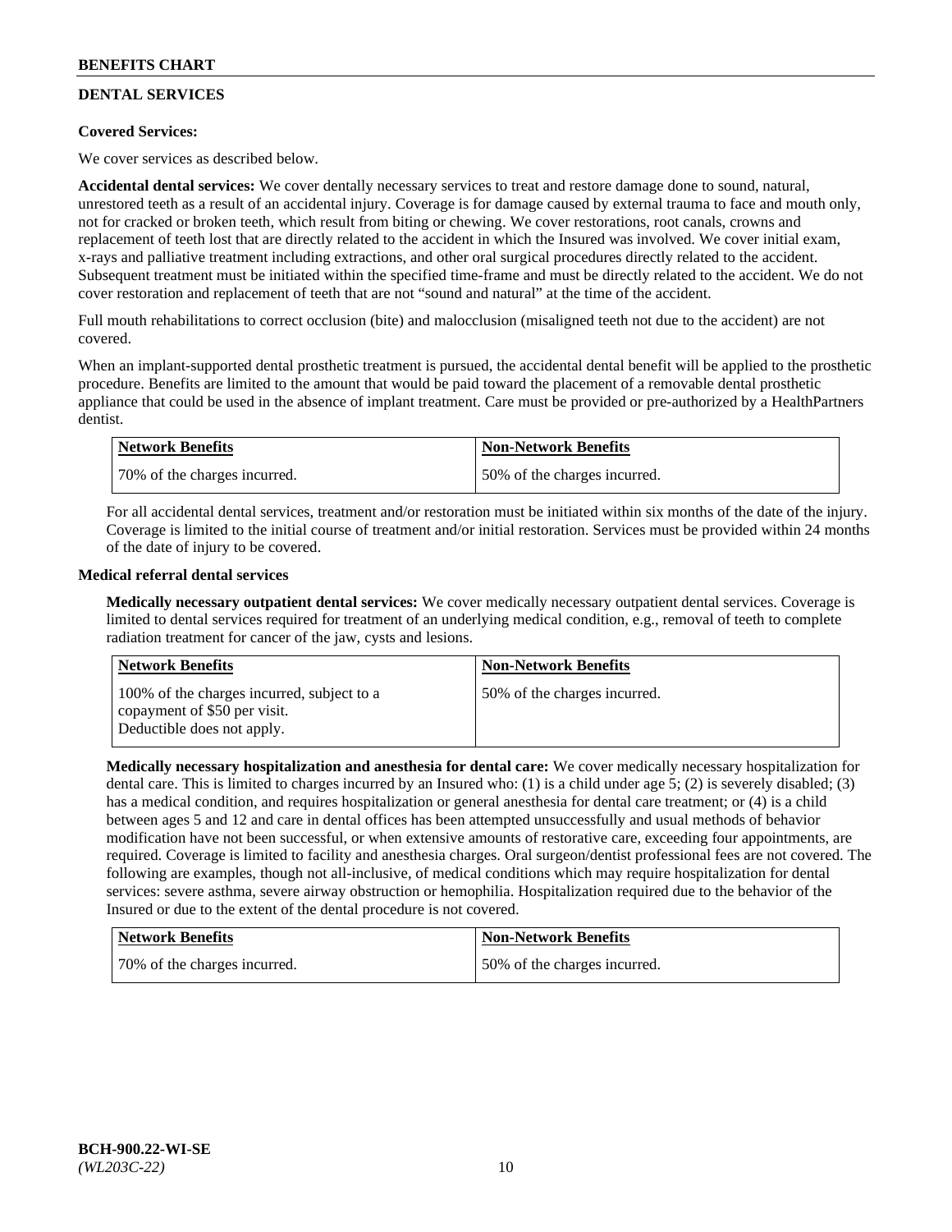## DENTAL SERVICES

**Covered Services:**

We cover services as described below.

**Accidental dental services:** We cover dentally necessary services to treat and restore damage done to sound, natural, unrestored teeth as a result of an accidental injury. Coverage is for damage caused by external trauma to face and mouth only, not for cracked or broken teeth, which result from biting or chewing. We cover restorations, root canals, crowns and replacement of teeth lost that are directly related to the accident in which the Insured was involved. We cover initial exam, x-rays and palliative treatment including extractions, and other oral surgical procedures directly related to the accident. Subsequent treatment must be initiated within the specified time-frame and must be directly related to the accident. We do not cover restoration and replacement of teeth that are not "sound and natural" at the time of the accident.

Full mouth rehabilitations to correct occlusion (bite) and malocclusion (misaligned teeth not due to the accident) are not covered.

When an implant-supported dental prosthetic treatment is pursued, the accidental dental benefit will be applied to the prosthetic procedure. Benefits are limited to the amount that would be paid toward the placement of a removable dental prosthetic appliance that could be used in the absence of implant treatment. Care must be provided or pre-authorized by a HealthPartners dentist.

| Network Benefits | Non-Network Benefits |
| --- | --- |
| 70% of the charges incurred. | 50% of the charges incurred. |

For all accidental dental services, treatment and/or restoration must be initiated within six months of the date of the injury. Coverage is limited to the initial course of treatment and/or initial restoration. Services must be provided within 24 months of the date of injury to be covered.

**Medical referral dental services**

**Medically necessary outpatient dental services:** We cover medically necessary outpatient dental services. Coverage is limited to dental services required for treatment of an underlying medical condition, e.g., removal of teeth to complete radiation treatment for cancer of the jaw, cysts and lesions.

| Network Benefits | Non-Network Benefits |
| --- | --- |
| 100% of the charges incurred, subject to a copayment of $50 per visit. Deductible does not apply. | 50% of the charges incurred. |

**Medically necessary hospitalization and anesthesia for dental care:** We cover medically necessary hospitalization for dental care. This is limited to charges incurred by an Insured who: (1) is a child under age 5; (2) is severely disabled; (3) has a medical condition, and requires hospitalization or general anesthesia for dental care treatment; or (4) is a child between ages 5 and 12 and care in dental offices has been attempted unsuccessfully and usual methods of behavior modification have not been successful, or when extensive amounts of restorative care, exceeding four appointments, are required. Coverage is limited to facility and anesthesia charges. Oral surgeon/dentist professional fees are not covered. The following are examples, though not all-inclusive, of medical conditions which may require hospitalization for dental services: severe asthma, severe airway obstruction or hemophilia. Hospitalization required due to the behavior of the Insured or due to the extent of the dental procedure is not covered.

| Network Benefits | Non-Network Benefits |
| --- | --- |
| 70% of the charges incurred. | 50% of the charges incurred. |

BCH-900.22-WI-SE
*(WL203C-22)*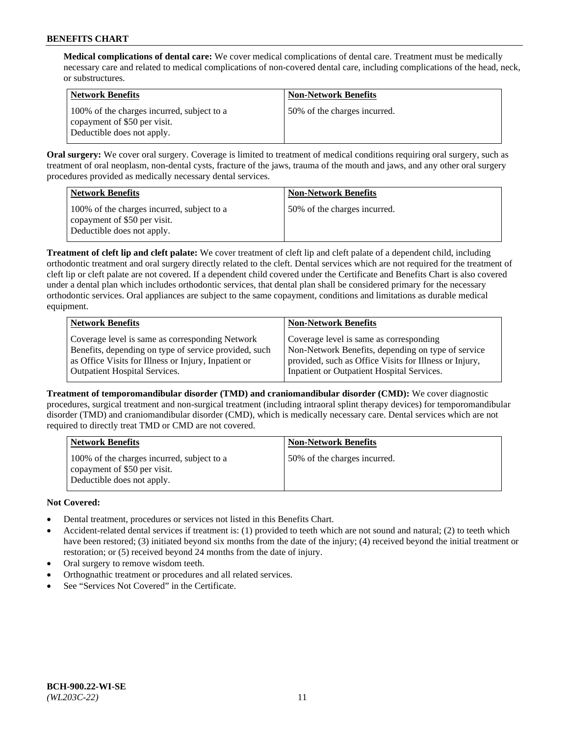**Medical complications of dental care:** We cover medical complications of dental care. Treatment must be medically necessary care and related to medical complications of non-covered dental care, including complications of the head, neck, or substructures.

| Network Benefits | Non-Network Benefits |
|---|---|
| 100% of the charges incurred, subject to a copayment of $50 per visit. Deductible does not apply. | 50% of the charges incurred. |

**Oral surgery:** We cover oral surgery. Coverage is limited to treatment of medical conditions requiring oral surgery, such as treatment of oral neoplasm, non-dental cysts, fracture of the jaws, trauma of the mouth and jaws, and any other oral surgery procedures provided as medically necessary dental services.

| Network Benefits | Non-Network Benefits |
|---|---|
| 100% of the charges incurred, subject to a copayment of $50 per visit. Deductible does not apply. | 50% of the charges incurred. |

**Treatment of cleft lip and cleft palate:** We cover treatment of cleft lip and cleft palate of a dependent child, including orthodontic treatment and oral surgery directly related to the cleft. Dental services which are not required for the treatment of cleft lip or cleft palate are not covered. If a dependent child covered under the Certificate and Benefits Chart is also covered under a dental plan which includes orthodontic services, that dental plan shall be considered primary for the necessary orthodontic services. Oral appliances are subject to the same copayment, conditions and limitations as durable medical equipment.

| Network Benefits | Non-Network Benefits |
|---|---|
| Coverage level is same as corresponding Network Benefits, depending on type of service provided, such as Office Visits for Illness or Injury, Inpatient or Outpatient Hospital Services. | Coverage level is same as corresponding Non-Network Benefits, depending on type of service provided, such as Office Visits for Illness or Injury, Inpatient or Outpatient Hospital Services. |

**Treatment of temporomandibular disorder (TMD) and craniomandibular disorder (CMD):** We cover diagnostic procedures, surgical treatment and non-surgical treatment (including intraoral splint therapy devices) for temporomandibular disorder (TMD) and craniomandibular disorder (CMD), which is medically necessary care. Dental services which are not required to directly treat TMD or CMD are not covered.

| Network Benefits | Non-Network Benefits |
|---|---|
| 100% of the charges incurred, subject to a copayment of $50 per visit. Deductible does not apply. | 50% of the charges incurred. |

**Not Covered:**

- Dental treatment, procedures or services not listed in this Benefits Chart.
- Accident-related dental services if treatment is: (1) provided to teeth which are not sound and natural; (2) to teeth which have been restored; (3) initiated beyond six months from the date of the injury; (4) received beyond the initial treatment or restoration; or (5) received beyond 24 months from the date of injury.
- Oral surgery to remove wisdom teeth.
- Orthognathic treatment or procedures and all related services.
- See "Services Not Covered" in the Certificate.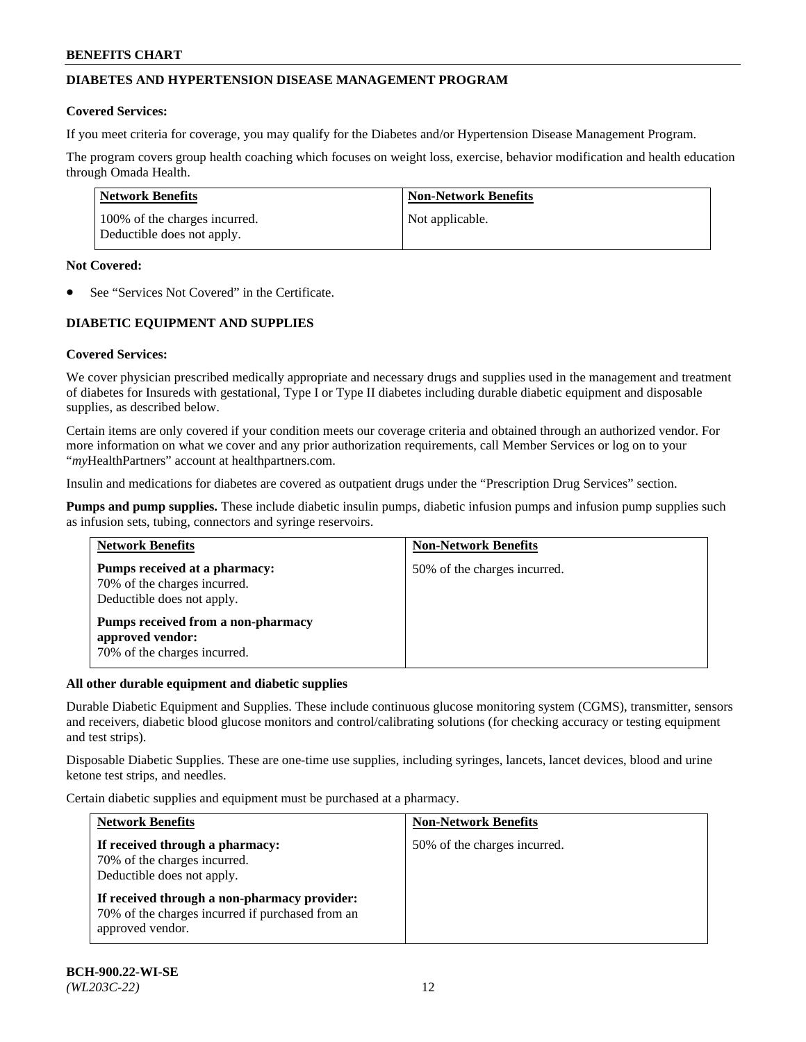## DIABETES AND HYPERTENSION DISEASE MANAGEMENT PROGRAM

**Covered Services:**

If you meet criteria for coverage, you may qualify for the Diabetes and/or Hypertension Disease Management Program.

The program covers group health coaching which focuses on weight loss, exercise, behavior modification and health education through Omada Health.

| Network Benefits | Non-Network Benefits |
| --- | --- |
| 100% of the charges incurred. Deductible does not apply. | Not applicable. |

**Not Covered:**

- See "Services Not Covered" in the Certificate.

## DIABETIC EQUIPMENT AND SUPPLIES

**Covered Services:**

We cover physician prescribed medically appropriate and necessary drugs and supplies used in the management and treatment of diabetes for Insureds with gestational, Type I or Type II diabetes including durable diabetic equipment and disposable supplies, as described below.

Certain items are only covered if your condition meets our coverage criteria and obtained through an authorized vendor. For more information on what we cover and any prior authorization requirements, call Member Services or log on to your "*my*HealthPartners" account at healthpartners.com.

Insulin and medications for diabetes are covered as outpatient drugs under the "Prescription Drug Services" section.

**Pumps and pump supplies.** These include diabetic insulin pumps, diabetic infusion pumps and infusion pump supplies such as infusion sets, tubing, connectors and syringe reservoirs.

| Network Benefits | Non-Network Benefits |
| --- | --- |
| **Pumps received at a pharmacy:** 70% of the charges incurred. Deductible does not apply.<br><br>**Pumps received from a non-pharmacy approved vendor:** 70% of the charges incurred. | 50% of the charges incurred. |

**All other durable equipment and diabetic supplies**

Durable Diabetic Equipment and Supplies. These include continuous glucose monitoring system (CGMS), transmitter, sensors and receivers, diabetic blood glucose monitors and control/calibrating solutions (for checking accuracy or testing equipment and test strips).

Disposable Diabetic Supplies. These are one-time use supplies, including syringes, lancets, lancet devices, blood and urine ketone test strips, and needles.

Certain diabetic supplies and equipment must be purchased at a pharmacy.

| Network Benefits | Non-Network Benefits |
| --- | --- |
| **If received through a pharmacy:** 70% of the charges incurred. Deductible does not apply.<br><br>**If received through a non-pharmacy provider:** 70% of the charges incurred if purchased from an approved vendor. | 50% of the charges incurred. |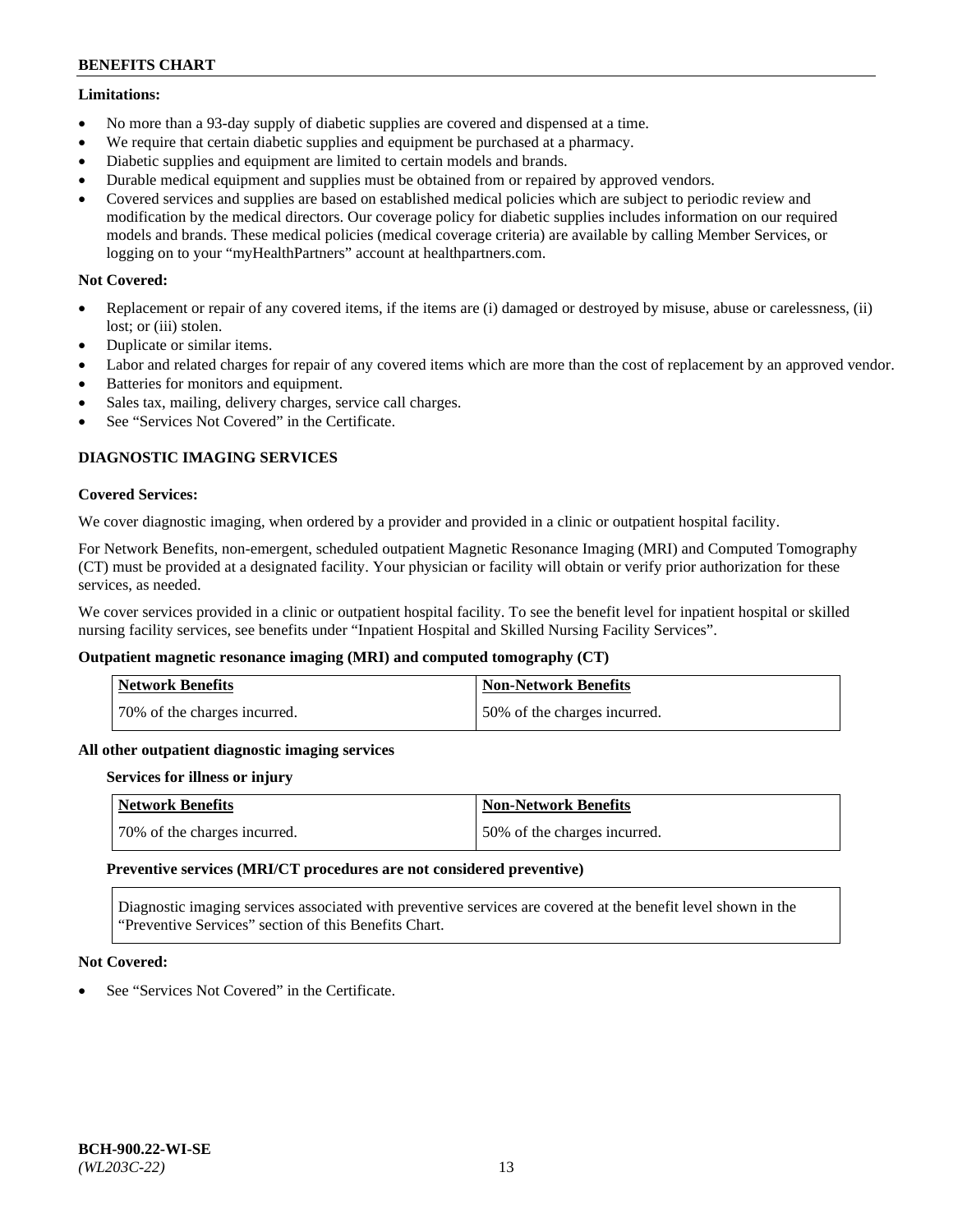**Limitations:**

- No more than a 93-day supply of diabetic supplies are covered and dispensed at a time.
- We require that certain diabetic supplies and equipment be purchased at a pharmacy.
- Diabetic supplies and equipment are limited to certain models and brands.
- Durable medical equipment and supplies must be obtained from or repaired by approved vendors.
- Covered services and supplies are based on established medical policies which are subject to periodic review and modification by the medical directors. Our coverage policy for diabetic supplies includes information on our required models and brands. These medical policies (medical coverage criteria) are available by calling Member Services, or logging on to your "myHealthPartners" account at healthpartners.com.

**Not Covered:**

- Replacement or repair of any covered items, if the items are (i) damaged or destroyed by misuse, abuse or carelessness, (ii) lost; or (iii) stolen.
- Duplicate or similar items.
- Labor and related charges for repair of any covered items which are more than the cost of replacement by an approved vendor.
- Batteries for monitors and equipment.
- Sales tax, mailing, delivery charges, service call charges.
- See "Services Not Covered" in the Certificate.

## DIAGNOSTIC IMAGING SERVICES

**Covered Services:**

We cover diagnostic imaging, when ordered by a provider and provided in a clinic or outpatient hospital facility.

For Network Benefits, non-emergent, scheduled outpatient Magnetic Resonance Imaging (MRI) and Computed Tomography (CT) must be provided at a designated facility. Your physician or facility will obtain or verify prior authorization for these services, as needed.

We cover services provided in a clinic or outpatient hospital facility. To see the benefit level for inpatient hospital or skilled nursing facility services, see benefits under "Inpatient Hospital and Skilled Nursing Facility Services".

**Outpatient magnetic resonance imaging (MRI) and computed tomography (CT)**

| Network Benefits | Non-Network Benefits |
|---|---|
| 70% of the charges incurred. | 50% of the charges incurred. |

**All other outpatient diagnostic imaging services**

**Services for illness or injury**

| Network Benefits | Non-Network Benefits |
|---|---|
| 70% of the charges incurred. | 50% of the charges incurred. |

**Preventive services (MRI/CT procedures are not considered preventive)**

Diagnostic imaging services associated with preventive services are covered at the benefit level shown in the "Preventive Services" section of this Benefits Chart.

**Not Covered:**

- See "Services Not Covered" in the Certificate.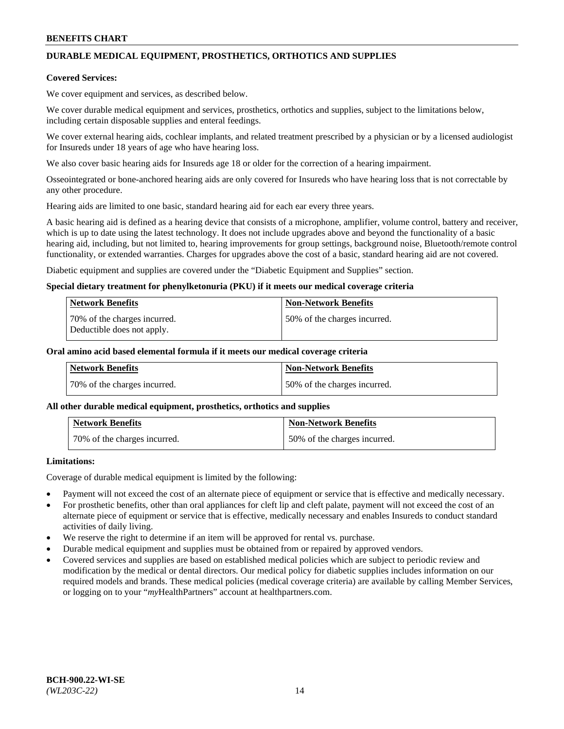## DURABLE MEDICAL EQUIPMENT, PROSTHETICS, ORTHOTICS AND SUPPLIES

**Covered Services:**

We cover equipment and services, as described below.

We cover durable medical equipment and services, prosthetics, orthotics and supplies, subject to the limitations below, including certain disposable supplies and enteral feedings.

We cover external hearing aids, cochlear implants, and related treatment prescribed by a physician or by a licensed audiologist for Insureds under 18 years of age who have hearing loss.

We also cover basic hearing aids for Insureds age 18 or older for the correction of a hearing impairment.

Osseointegrated or bone-anchored hearing aids are only covered for Insureds who have hearing loss that is not correctable by any other procedure.

Hearing aids are limited to one basic, standard hearing aid for each ear every three years.

A basic hearing aid is defined as a hearing device that consists of a microphone, amplifier, volume control, battery and receiver, which is up to date using the latest technology. It does not include upgrades above and beyond the functionality of a basic hearing aid, including, but not limited to, hearing improvements for group settings, background noise, Bluetooth/remote control functionality, or extended warranties. Charges for upgrades above the cost of a basic, standard hearing aid are not covered.

Diabetic equipment and supplies are covered under the "Diabetic Equipment and Supplies" section.

**Special dietary treatment for phenylketonuria (PKU) if it meets our medical coverage criteria**

| Network Benefits | Non-Network Benefits |
|---|---|
| 70% of the charges incurred. Deductible does not apply. | 50% of the charges incurred. |

**Oral amino acid based elemental formula if it meets our medical coverage criteria**

| Network Benefits | Non-Network Benefits |
|---|---|
| 70% of the charges incurred. | 50% of the charges incurred. |

**All other durable medical equipment, prosthetics, orthotics and supplies**

| Network Benefits | Non-Network Benefits |
|---|---|
| 70% of the charges incurred. | 50% of the charges incurred. |

**Limitations:**

Coverage of durable medical equipment is limited by the following:

- Payment will not exceed the cost of an alternate piece of equipment or service that is effective and medically necessary.
- For prosthetic benefits, other than oral appliances for cleft lip and cleft palate, payment will not exceed the cost of an alternate piece of equipment or service that is effective, medically necessary and enables Insureds to conduct standard activities of daily living.
- We reserve the right to determine if an item will be approved for rental vs. purchase.
- Durable medical equipment and supplies must be obtained from or repaired by approved vendors.
- Covered services and supplies are based on established medical policies which are subject to periodic review and modification by the medical or dental directors. Our medical policy for diabetic supplies includes information on our required models and brands. These medical policies (medical coverage criteria) are available by calling Member Services, or logging on to your "*my*HealthPartners" account at healthpartners.com.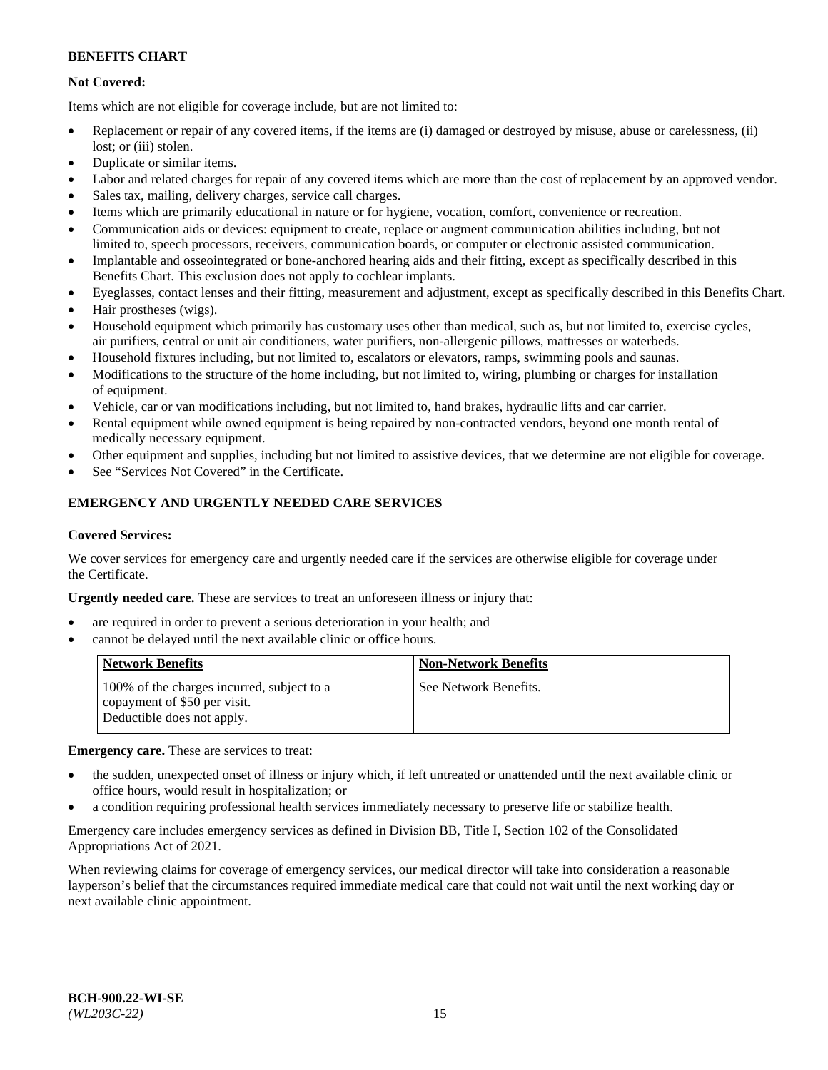**Not Covered:**

Items which are not eligible for coverage include, but are not limited to:

- Replacement or repair of any covered items, if the items are (i) damaged or destroyed by misuse, abuse or carelessness, (ii) lost; or (iii) stolen.
- Duplicate or similar items.
- Labor and related charges for repair of any covered items which are more than the cost of replacement by an approved vendor.
- Sales tax, mailing, delivery charges, service call charges.
- Items which are primarily educational in nature or for hygiene, vocation, comfort, convenience or recreation.
- Communication aids or devices: equipment to create, replace or augment communication abilities including, but not limited to, speech processors, receivers, communication boards, or computer or electronic assisted communication.
- Implantable and osseointegrated or bone-anchored hearing aids and their fitting, except as specifically described in this Benefits Chart. This exclusion does not apply to cochlear implants.
- Eyeglasses, contact lenses and their fitting, measurement and adjustment, except as specifically described in this Benefits Chart.
- Hair prostheses (wigs).
- Household equipment which primarily has customary uses other than medical, such as, but not limited to, exercise cycles, air purifiers, central or unit air conditioners, water purifiers, non-allergenic pillows, mattresses or waterbeds.
- Household fixtures including, but not limited to, escalators or elevators, ramps, swimming pools and saunas.
- Modifications to the structure of the home including, but not limited to, wiring, plumbing or charges for installation of equipment.
- Vehicle, car or van modifications including, but not limited to, hand brakes, hydraulic lifts and car carrier.
- Rental equipment while owned equipment is being repaired by non-contracted vendors, beyond one month rental of medically necessary equipment.
- Other equipment and supplies, including but not limited to assistive devices, that we determine are not eligible for coverage.
- See "Services Not Covered" in the Certificate.

## EMERGENCY AND URGENTLY NEEDED CARE SERVICES

**Covered Services:**

We cover services for emergency care and urgently needed care if the services are otherwise eligible for coverage under the Certificate.

**Urgently needed care.** These are services to treat an unforeseen illness or injury that:

- are required in order to prevent a serious deterioration in your health; and
- cannot be delayed until the next available clinic or office hours.

| Network Benefits | Non-Network Benefits |
|---|---|
| 100% of the charges incurred, subject to a copayment of $50 per visit. Deductible does not apply. | See Network Benefits. |

**Emergency care.** These are services to treat:

- the sudden, unexpected onset of illness or injury which, if left untreated or unattended until the next available clinic or office hours, would result in hospitalization; or
- a condition requiring professional health services immediately necessary to preserve life or stabilize health.

Emergency care includes emergency services as defined in Division BB, Title I, Section 102 of the Consolidated Appropriations Act of 2021.

When reviewing claims for coverage of emergency services, our medical director will take into consideration a reasonable layperson's belief that the circumstances required immediate medical care that could not wait until the next working day or next available clinic appointment.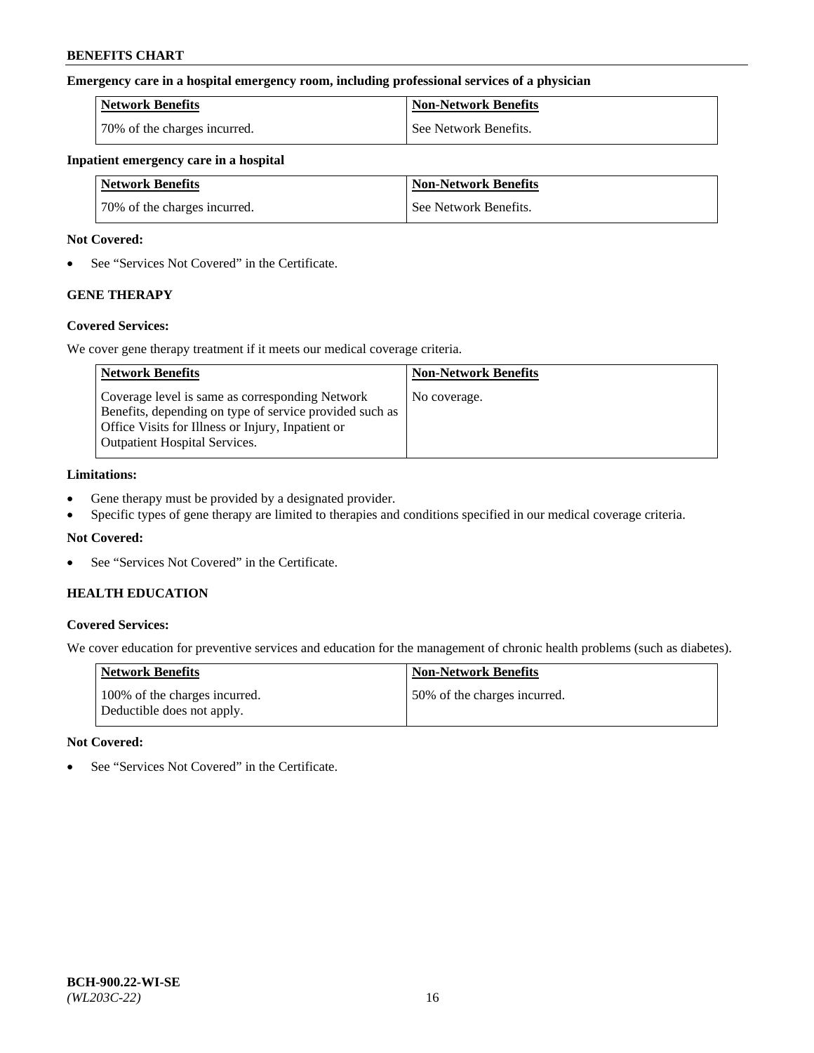**Emergency care in a hospital emergency room, including professional services of a physician**

| Network Benefits | Non-Network Benefits |
|---|---|
| 70% of the charges incurred. | See Network Benefits. |

**Inpatient emergency care in a hospital**

| Network Benefits | Non-Network Benefits |
|---|---|
| 70% of the charges incurred. | See Network Benefits. |

**Not Covered:**

- See "Services Not Covered" in the Certificate.

### GENE THERAPY

**Covered Services:**

We cover gene therapy treatment if it meets our medical coverage criteria.

| Network Benefits | Non-Network Benefits |
|---|---|
| Coverage level is same as corresponding Network Benefits, depending on type of service provided such as Office Visits for Illness or Injury, Inpatient or Outpatient Hospital Services. | No coverage. |

**Limitations:**

- Gene therapy must be provided by a designated provider.
- Specific types of gene therapy are limited to therapies and conditions specified in our medical coverage criteria.

**Not Covered:**

- See "Services Not Covered" in the Certificate.

### HEALTH EDUCATION

**Covered Services:**

We cover education for preventive services and education for the management of chronic health problems (such as diabetes).

| Network Benefits | Non-Network Benefits |
|---|---|
| 100% of the charges incurred. Deductible does not apply. | 50% of the charges incurred. |

**Not Covered:**

- See "Services Not Covered" in the Certificate.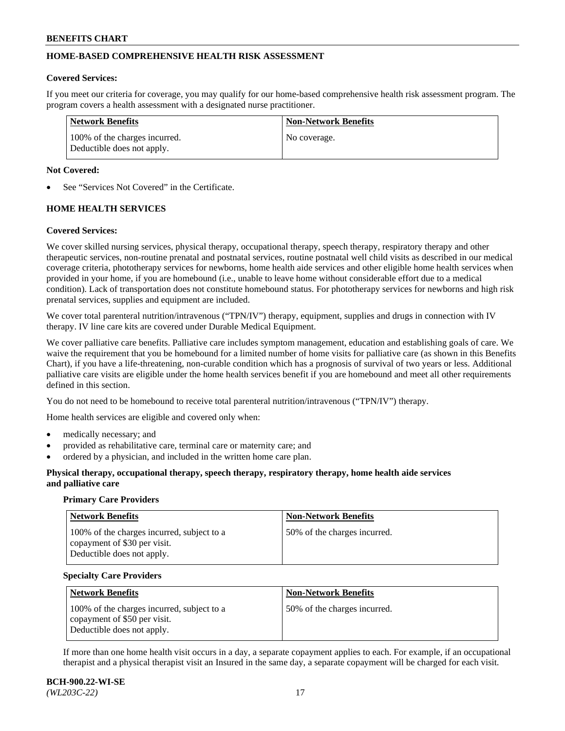## HOME-BASED COMPREHENSIVE HEALTH RISK ASSESSMENT

**Covered Services:**

If you meet our criteria for coverage, you may qualify for our home-based comprehensive health risk assessment program. The program covers a health assessment with a designated nurse practitioner.

| Network Benefits | Non-Network Benefits |
|---|---|
| 100% of the charges incurred. Deductible does not apply. | No coverage. |

**Not Covered:**

- See "Services Not Covered" in the Certificate.

## HOME HEALTH SERVICES

**Covered Services:**

We cover skilled nursing services, physical therapy, occupational therapy, speech therapy, respiratory therapy and other therapeutic services, non-routine prenatal and postnatal services, routine postnatal well child visits as described in our medical coverage criteria, phototherapy services for newborns, home health aide services and other eligible home health services when provided in your home, if you are homebound (i.e., unable to leave home without considerable effort due to a medical condition). Lack of transportation does not constitute homebound status. For phototherapy services for newborns and high risk prenatal services, supplies and equipment are included.

We cover total parenteral nutrition/intravenous ("TPN/IV") therapy, equipment, supplies and drugs in connection with IV therapy. IV line care kits are covered under Durable Medical Equipment.

We cover palliative care benefits. Palliative care includes symptom management, education and establishing goals of care. We waive the requirement that you be homebound for a limited number of home visits for palliative care (as shown in this Benefits Chart), if you have a life-threatening, non-curable condition which has a prognosis of survival of two years or less. Additional palliative care visits are eligible under the home health services benefit if you are homebound and meet all other requirements defined in this section.

You do not need to be homebound to receive total parenteral nutrition/intravenous ("TPN/IV") therapy.

Home health services are eligible and covered only when:

- medically necessary; and
- provided as rehabilitative care, terminal care or maternity care; and
- ordered by a physician, and included in the written home care plan.

**Physical therapy, occupational therapy, speech therapy, respiratory therapy, home health aide services and palliative care**

**Primary Care Providers**

| Network Benefits | Non-Network Benefits |
|---|---|
| 100% of the charges incurred, subject to a copayment of $30 per visit. Deductible does not apply. | 50% of the charges incurred. |

**Specialty Care Providers**

| Network Benefits | Non-Network Benefits |
|---|---|
| 100% of the charges incurred, subject to a copayment of $50 per visit. Deductible does not apply. | 50% of the charges incurred. |

If more than one home health visit occurs in a day, a separate copayment applies to each. For example, if an occupational therapist and a physical therapist visit an Insured in the same day, a separate copayment will be charged for each visit.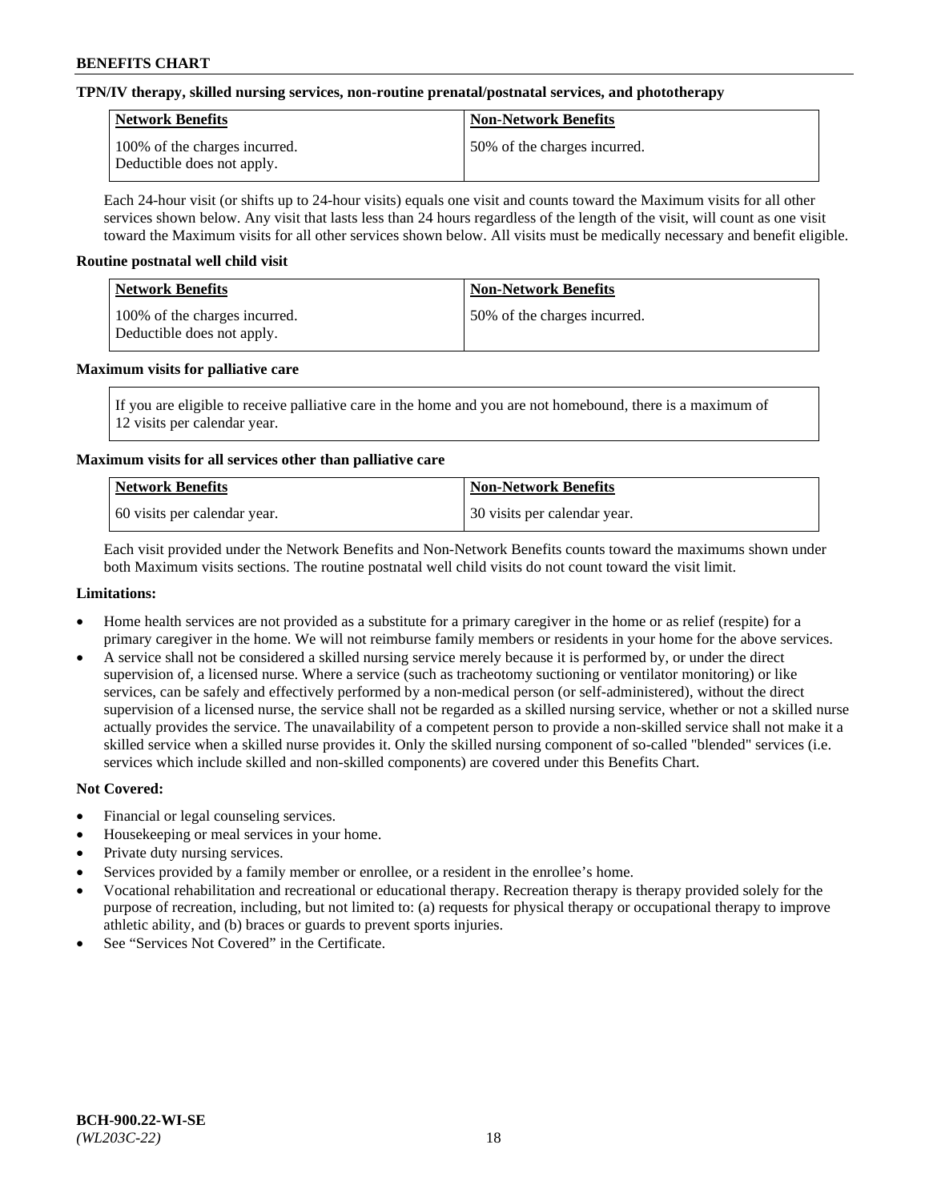**TPN/IV therapy, skilled nursing services, non-routine prenatal/postnatal services, and phototherapy**

| Network Benefits | Non-Network Benefits |
|---|---|
| 100% of the charges incurred. Deductible does not apply. | 50% of the charges incurred. |

Each 24-hour visit (or shifts up to 24-hour visits) equals one visit and counts toward the Maximum visits for all other services shown below. Any visit that lasts less than 24 hours regardless of the length of the visit, will count as one visit toward the Maximum visits for all other services shown below. All visits must be medically necessary and benefit eligible.

**Routine postnatal well child visit**

| Network Benefits | Non-Network Benefits |
|---|---|
| 100% of the charges incurred. Deductible does not apply. | 50% of the charges incurred. |

**Maximum visits for palliative care**

If you are eligible to receive palliative care in the home and you are not homebound, there is a maximum of 12 visits per calendar year.

**Maximum visits for all services other than palliative care**

| Network Benefits | Non-Network Benefits |
|---|---|
| 60 visits per calendar year. | 30 visits per calendar year. |

Each visit provided under the Network Benefits and Non-Network Benefits counts toward the maximums shown under both Maximum visits sections. The routine postnatal well child visits do not count toward the visit limit.

**Limitations:**

- Home health services are not provided as a substitute for a primary caregiver in the home or as relief (respite) for a primary caregiver in the home. We will not reimburse family members or residents in your home for the above services.
- A service shall not be considered a skilled nursing service merely because it is performed by, or under the direct supervision of, a licensed nurse. Where a service (such as tracheotomy suctioning or ventilator monitoring) or like services, can be safely and effectively performed by a non-medical person (or self-administered), without the direct supervision of a licensed nurse, the service shall not be regarded as a skilled nursing service, whether or not a skilled nurse actually provides the service. The unavailability of a competent person to provide a non-skilled service shall not make it a skilled service when a skilled nurse provides it. Only the skilled nursing component of so-called "blended" services (i.e. services which include skilled and non-skilled components) are covered under this Benefits Chart.

**Not Covered:**

- Financial or legal counseling services.
- Housekeeping or meal services in your home.
- Private duty nursing services.
- Services provided by a family member or enrollee, or a resident in the enrollee's home.
- Vocational rehabilitation and recreational or educational therapy. Recreation therapy is therapy provided solely for the purpose of recreation, including, but not limited to: (a) requests for physical therapy or occupational therapy to improve athletic ability, and (b) braces or guards to prevent sports injuries.
- See "Services Not Covered" in the Certificate.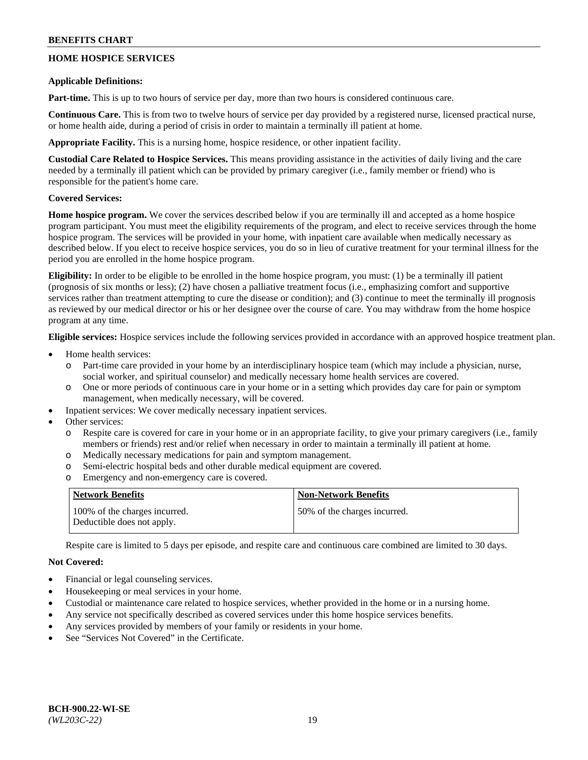## HOME HOSPICE SERVICES

**Applicable Definitions:**

**Part-time.** This is up to two hours of service per day, more than two hours is considered continuous care.

**Continuous Care.** This is from two to twelve hours of service per day provided by a registered nurse, licensed practical nurse, or home health aide, during a period of crisis in order to maintain a terminally ill patient at home.

**Appropriate Facility.** This is a nursing home, hospice residence, or other inpatient facility.

**Custodial Care Related to Hospice Services.** This means providing assistance in the activities of daily living and the care needed by a terminally ill patient which can be provided by primary caregiver (i.e., family member or friend) who is responsible for the patient's home care.

**Covered Services:**

**Home hospice program.** We cover the services described below if you are terminally ill and accepted as a home hospice program participant. You must meet the eligibility requirements of the program, and elect to receive services through the home hospice program. The services will be provided in your home, with inpatient care available when medically necessary as described below. If you elect to receive hospice services, you do so in lieu of curative treatment for your terminal illness for the period you are enrolled in the home hospice program.

**Eligibility:** In order to be eligible to be enrolled in the home hospice program, you must: (1) be a terminally ill patient (prognosis of six months or less); (2) have chosen a palliative treatment focus (i.e., emphasizing comfort and supportive services rather than treatment attempting to cure the disease or condition); and (3) continue to meet the terminally ill prognosis as reviewed by our medical director or his or her designee over the course of care. You may withdraw from the home hospice program at any time.

**Eligible services:** Hospice services include the following services provided in accordance with an approved hospice treatment plan.

- Home health services:
  - Part-time care provided in your home by an interdisciplinary hospice team (which may include a physician, nurse, social worker, and spiritual counselor) and medically necessary home health services are covered.
  - One or more periods of continuous care in your home or in a setting which provides day care for pain or symptom management, when medically necessary, will be covered.
- Inpatient services: We cover medically necessary inpatient services.
- Other services:
  - Respite care is covered for care in your home or in an appropriate facility, to give your primary caregivers (i.e., family members or friends) rest and/or relief when necessary in order to maintain a terminally ill patient at home.
  - Medically necessary medications for pain and symptom management.
  - Semi-electric hospital beds and other durable medical equipment are covered.
  - Emergency and non-emergency care is covered.

| Network Benefits | Non-Network Benefits |
|---|---|
| 100% of the charges incurred. Deductible does not apply. | 50% of the charges incurred. |

Respite care is limited to 5 days per episode, and respite care and continuous care combined are limited to 30 days.

**Not Covered:**

- Financial or legal counseling services.
- Housekeeping or meal services in your home.
- Custodial or maintenance care related to hospice services, whether provided in the home or in a nursing home.
- Any service not specifically described as covered services under this home hospice services benefits.
- Any services provided by members of your family or residents in your home.
- See "Services Not Covered" in the Certificate.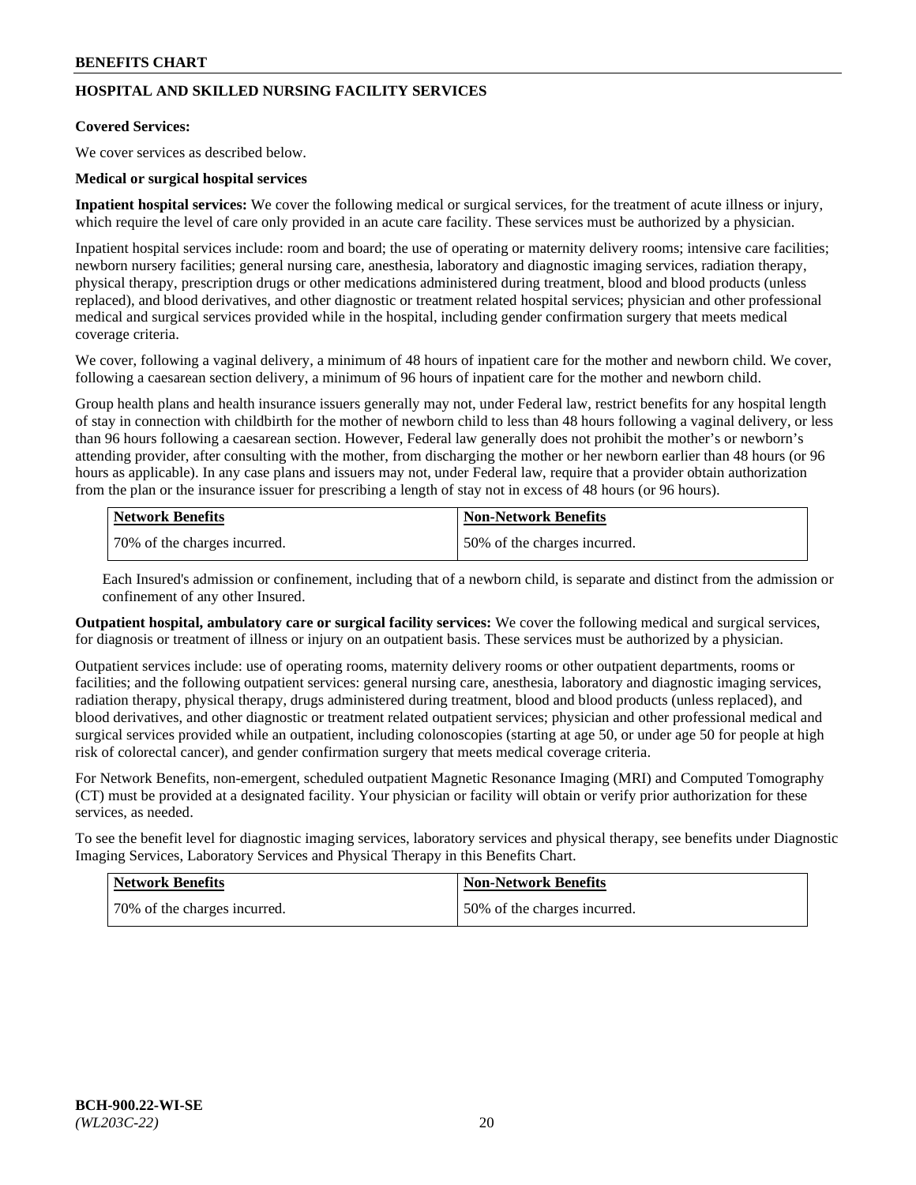**BENEFITS CHART**

## HOSPITAL AND SKILLED NURSING FACILITY SERVICES

**Covered Services:**

We cover services as described below.

**Medical or surgical hospital services**

**Inpatient hospital services:** We cover the following medical or surgical services, for the treatment of acute illness or injury, which require the level of care only provided in an acute care facility. These services must be authorized by a physician.

Inpatient hospital services include: room and board; the use of operating or maternity delivery rooms; intensive care facilities; newborn nursery facilities; general nursing care, anesthesia, laboratory and diagnostic imaging services, radiation therapy, physical therapy, prescription drugs or other medications administered during treatment, blood and blood products (unless replaced), and blood derivatives, and other diagnostic or treatment related hospital services; physician and other professional medical and surgical services provided while in the hospital, including gender confirmation surgery that meets medical coverage criteria.

We cover, following a vaginal delivery, a minimum of 48 hours of inpatient care for the mother and newborn child. We cover, following a caesarean section delivery, a minimum of 96 hours of inpatient care for the mother and newborn child.

Group health plans and health insurance issuers generally may not, under Federal law, restrict benefits for any hospital length of stay in connection with childbirth for the mother of newborn child to less than 48 hours following a vaginal delivery, or less than 96 hours following a caesarean section. However, Federal law generally does not prohibit the mother's or newborn's attending provider, after consulting with the mother, from discharging the mother or her newborn earlier than 48 hours (or 96 hours as applicable). In any case plans and issuers may not, under Federal law, require that a provider obtain authorization from the plan or the insurance issuer for prescribing a length of stay not in excess of 48 hours (or 96 hours).

| Network Benefits | Non-Network Benefits |
| --- | --- |
| 70% of the charges incurred. | 50% of the charges incurred. |

Each Insured's admission or confinement, including that of a newborn child, is separate and distinct from the admission or confinement of any other Insured.

**Outpatient hospital, ambulatory care or surgical facility services:** We cover the following medical and surgical services, for diagnosis or treatment of illness or injury on an outpatient basis. These services must be authorized by a physician.

Outpatient services include: use of operating rooms, maternity delivery rooms or other outpatient departments, rooms or facilities; and the following outpatient services: general nursing care, anesthesia, laboratory and diagnostic imaging services, radiation therapy, physical therapy, drugs administered during treatment, blood and blood products (unless replaced), and blood derivatives, and other diagnostic or treatment related outpatient services; physician and other professional medical and surgical services provided while an outpatient, including colonoscopies (starting at age 50, or under age 50 for people at high risk of colorectal cancer), and gender confirmation surgery that meets medical coverage criteria.

For Network Benefits, non-emergent, scheduled outpatient Magnetic Resonance Imaging (MRI) and Computed Tomography (CT) must be provided at a designated facility. Your physician or facility will obtain or verify prior authorization for these services, as needed.

To see the benefit level for diagnostic imaging services, laboratory services and physical therapy, see benefits under Diagnostic Imaging Services, Laboratory Services and Physical Therapy in this Benefits Chart.

| Network Benefits | Non-Network Benefits |
| --- | --- |
| 70% of the charges incurred. | 50% of the charges incurred. |

**BCH-900.22-WI-SE**
*(WL203C-22)*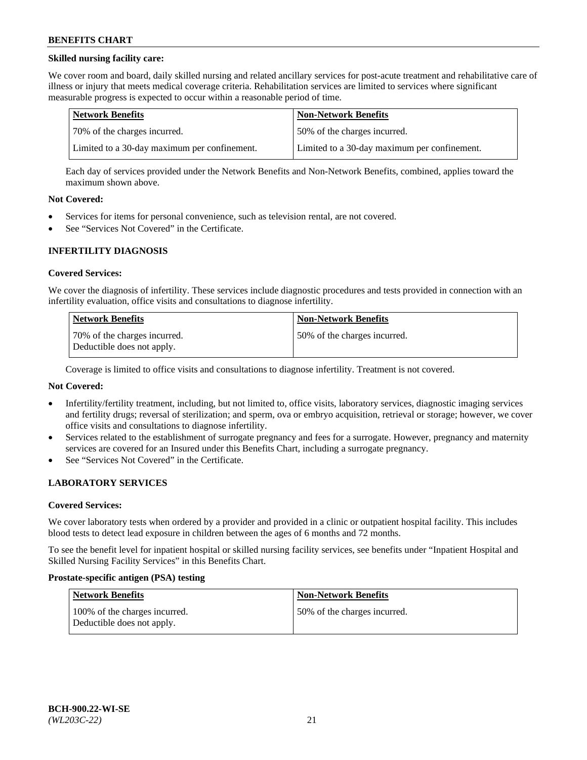**Skilled nursing facility care:**

We cover room and board, daily skilled nursing and related ancillary services for post-acute treatment and rehabilitative care of illness or injury that meets medical coverage criteria. Rehabilitation services are limited to services where significant measurable progress is expected to occur within a reasonable period of time.

| Network Benefits | Non-Network Benefits |
|---|---|
| 70% of the charges incurred. | 50% of the charges incurred. |
| Limited to a 30-day maximum per confinement. | Limited to a 30-day maximum per confinement. |

Each day of services provided under the Network Benefits and Non-Network Benefits, combined, applies toward the maximum shown above.

**Not Covered:**

- Services for items for personal convenience, such as television rental, are not covered.
- See "Services Not Covered" in the Certificate.

## INFERTILITY DIAGNOSIS

**Covered Services:**

We cover the diagnosis of infertility. These services include diagnostic procedures and tests provided in connection with an infertility evaluation, office visits and consultations to diagnose infertility.

| Network Benefits | Non-Network Benefits |
|---|---|
| 70% of the charges incurred. Deductible does not apply. | 50% of the charges incurred. |

Coverage is limited to office visits and consultations to diagnose infertility. Treatment is not covered.

**Not Covered:**

- Infertility/fertility treatment, including, but not limited to, office visits, laboratory services, diagnostic imaging services and fertility drugs; reversal of sterilization; and sperm, ova or embryo acquisition, retrieval or storage; however, we cover office visits and consultations to diagnose infertility.
- Services related to the establishment of surrogate pregnancy and fees for a surrogate. However, pregnancy and maternity services are covered for an Insured under this Benefits Chart, including a surrogate pregnancy.
- See "Services Not Covered" in the Certificate.

## LABORATORY SERVICES

**Covered Services:**

We cover laboratory tests when ordered by a provider and provided in a clinic or outpatient hospital facility. This includes blood tests to detect lead exposure in children between the ages of 6 months and 72 months.

To see the benefit level for inpatient hospital or skilled nursing facility services, see benefits under "Inpatient Hospital and Skilled Nursing Facility Services" in this Benefits Chart.

**Prostate-specific antigen (PSA) testing**

| Network Benefits | Non-Network Benefits |
|---|---|
| 100% of the charges incurred. Deductible does not apply. | 50% of the charges incurred. |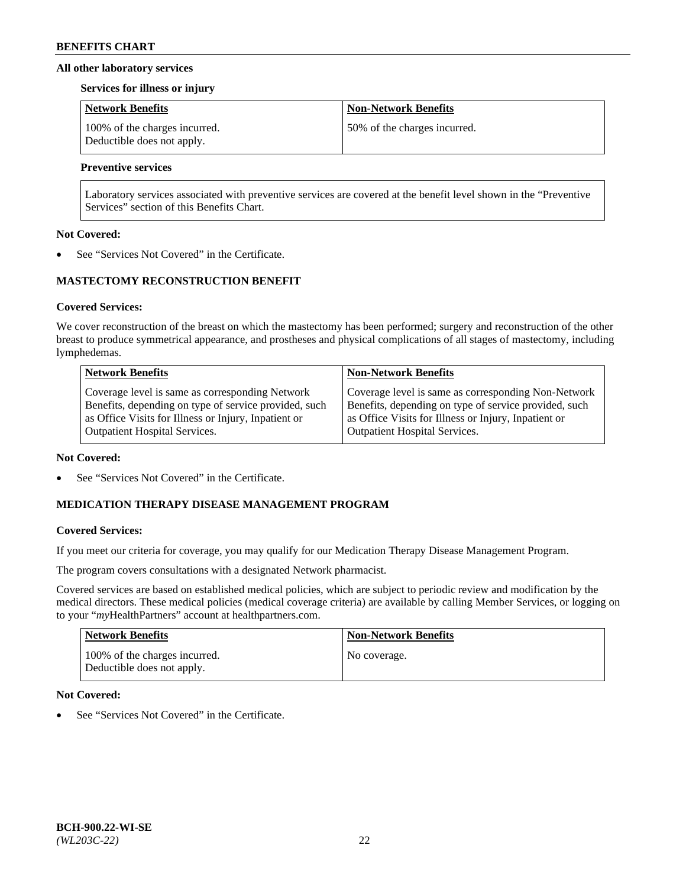**All other laboratory services**

**Services for illness or injury**

| Network Benefits | Non-Network Benefits |
| --- | --- |
| 100% of the charges incurred. Deductible does not apply. | 50% of the charges incurred. |

**Preventive services**

| Laboratory services associated with preventive services are covered at the benefit level shown in the "Preventive Services" section of this Benefits Chart. |
| --- |

**Not Covered:**

- See "Services Not Covered" in the Certificate.

## MASTECTOMY RECONSTRUCTION BENEFIT

**Covered Services:**

We cover reconstruction of the breast on which the mastectomy has been performed; surgery and reconstruction of the other breast to produce symmetrical appearance, and prostheses and physical complications of all stages of mastectomy, including lymphedemas.

| Network Benefits | Non-Network Benefits |
| --- | --- |
| Coverage level is same as corresponding Network Benefits, depending on type of service provided, such as Office Visits for Illness or Injury, Inpatient or Outpatient Hospital Services. | Coverage level is same as corresponding Non-Network Benefits, depending on type of service provided, such as Office Visits for Illness or Injury, Inpatient or Outpatient Hospital Services. |

**Not Covered:**

- See "Services Not Covered" in the Certificate.

## MEDICATION THERAPY DISEASE MANAGEMENT PROGRAM

**Covered Services:**

If you meet our criteria for coverage, you may qualify for our Medication Therapy Disease Management Program.

The program covers consultations with a designated Network pharmacist.

Covered services are based on established medical policies, which are subject to periodic review and modification by the medical directors. These medical policies (medical coverage criteria) are available by calling Member Services, or logging on to your "*my*HealthPartners" account at healthpartners.com.

| Network Benefits | Non-Network Benefits |
| --- | --- |
| 100% of the charges incurred. Deductible does not apply. | No coverage. |

**Not Covered:**

- See "Services Not Covered" in the Certificate.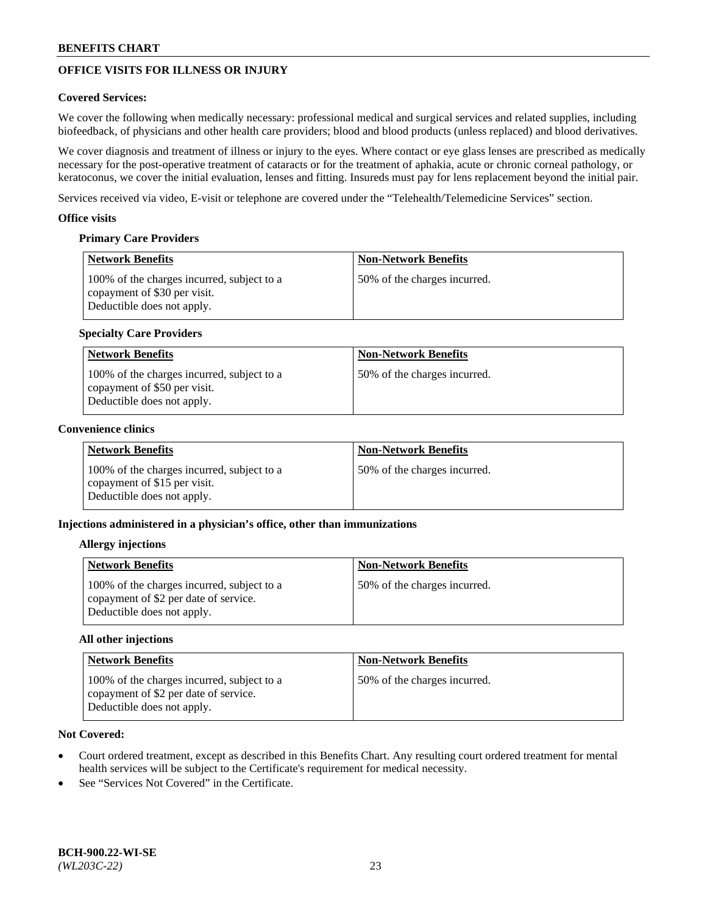## OFFICE VISITS FOR ILLNESS OR INJURY

**Covered Services:**

We cover the following when medically necessary: professional medical and surgical services and related supplies, including biofeedback, of physicians and other health care providers; blood and blood products (unless replaced) and blood derivatives.

We cover diagnosis and treatment of illness or injury to the eyes. Where contact or eye glass lenses are prescribed as medically necessary for the post-operative treatment of cataracts or for the treatment of aphakia, acute or chronic corneal pathology, or keratoconus, we cover the initial evaluation, lenses and fitting. Insureds must pay for lens replacement beyond the initial pair.

Services received via video, E-visit or telephone are covered under the "Telehealth/Telemedicine Services" section.

**Office visits**

**Primary Care Providers**

| Network Benefits | Non-Network Benefits |
|---|---|
| 100% of the charges incurred, subject to a copayment of $30 per visit. Deductible does not apply. | 50% of the charges incurred. |

**Specialty Care Providers**

| Network Benefits | Non-Network Benefits |
|---|---|
| 100% of the charges incurred, subject to a copayment of $50 per visit. Deductible does not apply. | 50% of the charges incurred. |

**Convenience clinics**

| Network Benefits | Non-Network Benefits |
|---|---|
| 100% of the charges incurred, subject to a copayment of $15 per visit. Deductible does not apply. | 50% of the charges incurred. |

**Injections administered in a physician's office, other than immunizations**

**Allergy injections**

| Network Benefits | Non-Network Benefits |
|---|---|
| 100% of the charges incurred, subject to a copayment of $2 per date of service. Deductible does not apply. | 50% of the charges incurred. |

**All other injections**

| Network Benefits | Non-Network Benefits |
|---|---|
| 100% of the charges incurred, subject to a copayment of $2 per date of service. Deductible does not apply. | 50% of the charges incurred. |

**Not Covered:**

- Court ordered treatment, except as described in this Benefits Chart. Any resulting court ordered treatment for mental health services will be subject to the Certificate's requirement for medical necessity.
- See "Services Not Covered" in the Certificate.

BCH-900.22-WI-SE
*(WL203C-22)*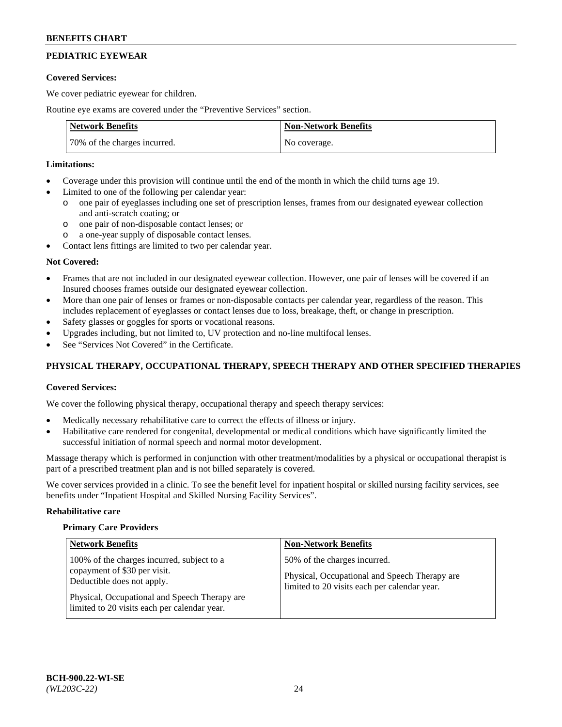## PEDIATRIC EYEWEAR

**Covered Services:**

We cover pediatric eyewear for children.

Routine eye exams are covered under the "Preventive Services" section.

| Network Benefits | Non-Network Benefits |
|---|---|
| 70% of the charges incurred. | No coverage. |

**Limitations:**

- Coverage under this provision will continue until the end of the month in which the child turns age 19.
- Limited to one of the following per calendar year:
  - one pair of eyeglasses including one set of prescription lenses, frames from our designated eyewear collection and anti-scratch coating; or
  - one pair of non-disposable contact lenses; or
  - a one-year supply of disposable contact lenses.
- Contact lens fittings are limited to two per calendar year.

**Not Covered:**

- Frames that are not included in our designated eyewear collection. However, one pair of lenses will be covered if an Insured chooses frames outside our designated eyewear collection.
- More than one pair of lenses or frames or non-disposable contacts per calendar year, regardless of the reason. This includes replacement of eyeglasses or contact lenses due to loss, breakage, theft, or change in prescription.
- Safety glasses or goggles for sports or vocational reasons.
- Upgrades including, but not limited to, UV protection and no-line multifocal lenses.
- See "Services Not Covered" in the Certificate.

## PHYSICAL THERAPY, OCCUPATIONAL THERAPY, SPEECH THERAPY AND OTHER SPECIFIED THERAPIES

**Covered Services:**

We cover the following physical therapy, occupational therapy and speech therapy services:

- Medically necessary rehabilitative care to correct the effects of illness or injury.
- Habilitative care rendered for congenital, developmental or medical conditions which have significantly limited the successful initiation of normal speech and normal motor development.

Massage therapy which is performed in conjunction with other treatment/modalities by a physical or occupational therapist is part of a prescribed treatment plan and is not billed separately is covered.

We cover services provided in a clinic. To see the benefit level for inpatient hospital or skilled nursing facility services, see benefits under "Inpatient Hospital and Skilled Nursing Facility Services".

**Rehabilitative care**

**Primary Care Providers**

| Network Benefits | Non-Network Benefits |
|---|---|
| 100% of the charges incurred, subject to a copayment of $30 per visit. Deductible does not apply.<br><br>Physical, Occupational and Speech Therapy are limited to 20 visits each per calendar year. | 50% of the charges incurred.<br><br>Physical, Occupational and Speech Therapy are limited to 20 visits each per calendar year. |

BCH-900.22-WI-SE
*(WL203C-22)*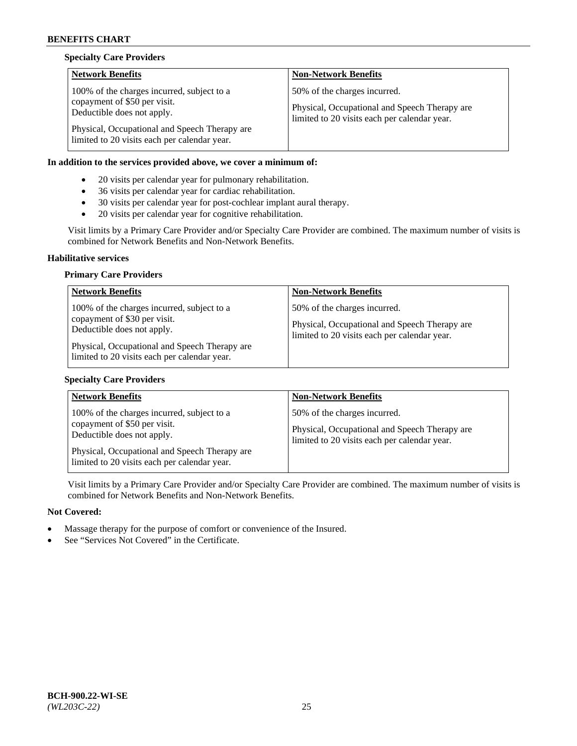**Specialty Care Providers**

| Network Benefits | Non-Network Benefits |
| --- | --- |
| 100% of the charges incurred, subject to a copayment of $50 per visit. Deductible does not apply.<br><br>Physical, Occupational and Speech Therapy are limited to 20 visits each per calendar year. | 50% of the charges incurred.<br><br>Physical, Occupational and Speech Therapy are limited to 20 visits each per calendar year. |

**In addition to the services provided above, we cover a minimum of:**

- 20 visits per calendar year for pulmonary rehabilitation.
- 36 visits per calendar year for cardiac rehabilitation.
- 30 visits per calendar year for post-cochlear implant aural therapy.
- 20 visits per calendar year for cognitive rehabilitation.

Visit limits by a Primary Care Provider and/or Specialty Care Provider are combined. The maximum number of visits is combined for Network Benefits and Non-Network Benefits.

**Habilitative services**

**Primary Care Providers**

| Network Benefits | Non-Network Benefits |
| --- | --- |
| 100% of the charges incurred, subject to a copayment of $30 per visit. Deductible does not apply.<br><br>Physical, Occupational and Speech Therapy are limited to 20 visits each per calendar year. | 50% of the charges incurred.<br><br>Physical, Occupational and Speech Therapy are limited to 20 visits each per calendar year. |

**Specialty Care Providers**

| Network Benefits | Non-Network Benefits |
| --- | --- |
| 100% of the charges incurred, subject to a copayment of $50 per visit. Deductible does not apply.<br><br>Physical, Occupational and Speech Therapy are limited to 20 visits each per calendar year. | 50% of the charges incurred.<br><br>Physical, Occupational and Speech Therapy are limited to 20 visits each per calendar year. |

Visit limits by a Primary Care Provider and/or Specialty Care Provider are combined. The maximum number of visits is combined for Network Benefits and Non-Network Benefits.

**Not Covered:**

- Massage therapy for the purpose of comfort or convenience of the Insured.
- See "Services Not Covered" in the Certificate.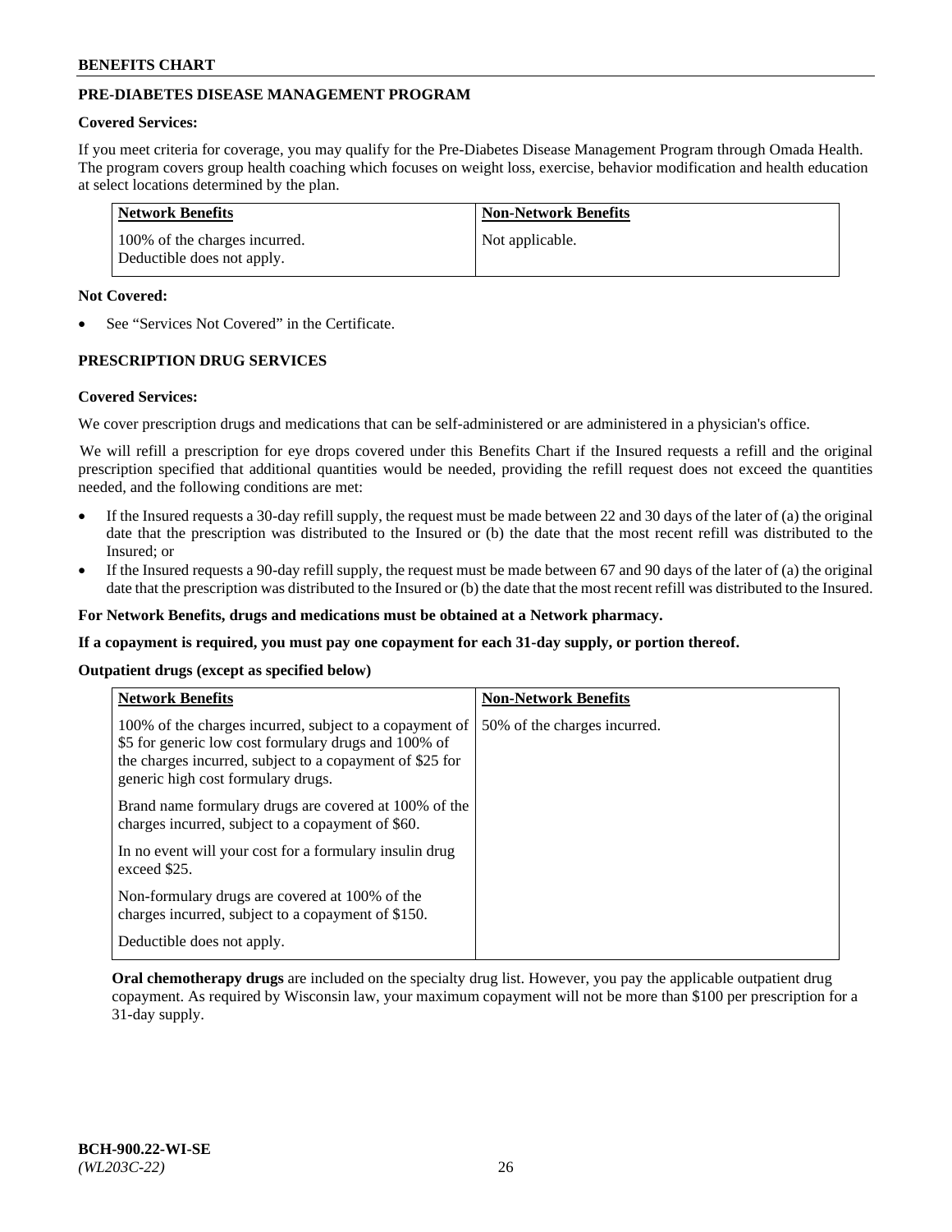## PRE-DIABETES DISEASE MANAGEMENT PROGRAM

**Covered Services:**

If you meet criteria for coverage, you may qualify for the Pre-Diabetes Disease Management Program through Omada Health. The program covers group health coaching which focuses on weight loss, exercise, behavior modification and health education at select locations determined by the plan.

| Network Benefits | Non-Network Benefits |
|---|---|
| 100% of the charges incurred.<br>Deductible does not apply. | Not applicable. |

**Not Covered:**

- See "Services Not Covered" in the Certificate.

## PRESCRIPTION DRUG SERVICES

**Covered Services:**

We cover prescription drugs and medications that can be self-administered or are administered in a physician's office.

We will refill a prescription for eye drops covered under this Benefits Chart if the Insured requests a refill and the original prescription specified that additional quantities would be needed, providing the refill request does not exceed the quantities needed, and the following conditions are met:

- If the Insured requests a 30-day refill supply, the request must be made between 22 and 30 days of the later of (a) the original date that the prescription was distributed to the Insured or (b) the date that the most recent refill was distributed to the Insured; or
- If the Insured requests a 90-day refill supply, the request must be made between 67 and 90 days of the later of (a) the original date that the prescription was distributed to the Insured or (b) the date that the most recent refill was distributed to the Insured.

**For Network Benefits, drugs and medications must be obtained at a Network pharmacy.**

**If a copayment is required, you must pay one copayment for each 31-day supply, or portion thereof.**

**Outpatient drugs (except as specified below)**

| Network Benefits | Non-Network Benefits |
|---|---|
| 100% of the charges incurred, subject to a copayment of \$5 for generic low cost formulary drugs and 100% of the charges incurred, subject to a copayment of \$25 for generic high cost formulary drugs.<br><br>Brand name formulary drugs are covered at 100% of the charges incurred, subject to a copayment of \$60.<br><br>In no event will your cost for a formulary insulin drug exceed \$25.<br><br>Non-formulary drugs are covered at 100% of the charges incurred, subject to a copayment of \$150.<br><br>Deductible does not apply. | 50% of the charges incurred. |

**Oral chemotherapy drugs** are included on the specialty drug list. However, you pay the applicable outpatient drug copayment. As required by Wisconsin law, your maximum copayment will not be more than \$100 per prescription for a 31-day supply.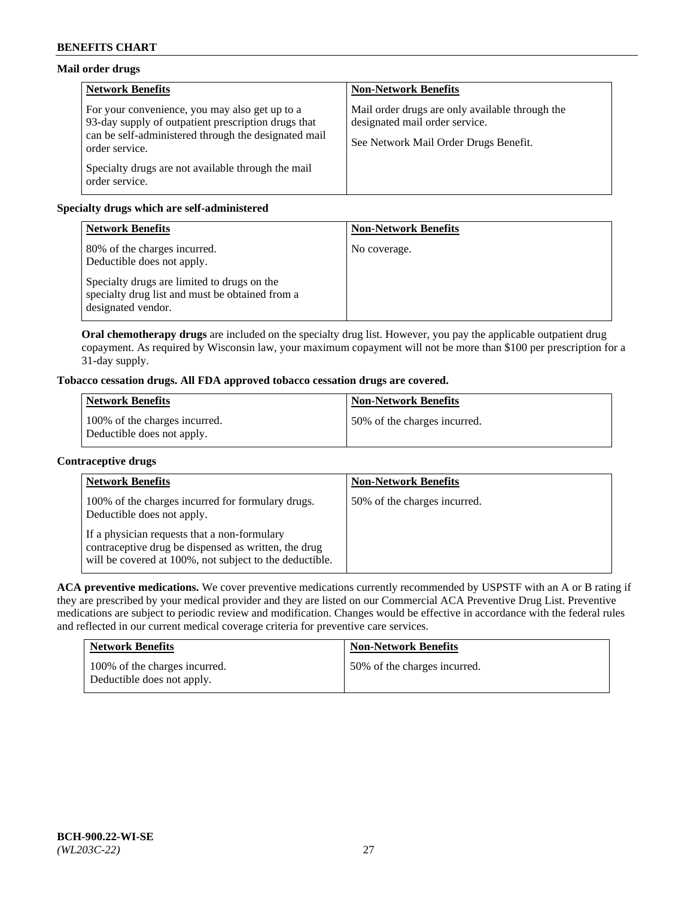**Mail order drugs**

| Network Benefits | Non-Network Benefits |
|---|---|
| For your convenience, you may also get up to a 93-day supply of outpatient prescription drugs that can be self-administered through the designated mail order service.<br><br>Specialty drugs are not available through the mail order service. | Mail order drugs are only available through the designated mail order service.<br><br>See Network Mail Order Drugs Benefit. |

**Specialty drugs which are self-administered**

| Network Benefits | Non-Network Benefits |
|---|---|
| 80% of the charges incurred.<br>Deductible does not apply.<br><br>Specialty drugs are limited to drugs on the specialty drug list and must be obtained from a designated vendor. | No coverage. |

**Oral chemotherapy drugs** are included on the specialty drug list. However, you pay the applicable outpatient drug copayment. As required by Wisconsin law, your maximum copayment will not be more than $100 per prescription for a 31-day supply.

**Tobacco cessation drugs. All FDA approved tobacco cessation drugs are covered.**

| Network Benefits | Non-Network Benefits |
|---|---|
| 100% of the charges incurred.<br>Deductible does not apply. | 50% of the charges incurred. |

**Contraceptive drugs**

| Network Benefits | Non-Network Benefits |
|---|---|
| 100% of the charges incurred for formulary drugs.<br>Deductible does not apply.<br><br>If a physician requests that a non-formulary contraceptive drug be dispensed as written, the drug will be covered at 100%, not subject to the deductible. | 50% of the charges incurred. |

**ACA preventive medications.** We cover preventive medications currently recommended by USPSTF with an A or B rating if they are prescribed by your medical provider and they are listed on our Commercial ACA Preventive Drug List. Preventive medications are subject to periodic review and modification. Changes would be effective in accordance with the federal rules and reflected in our current medical coverage criteria for preventive care services.

| Network Benefits | Non-Network Benefits |
|---|---|
| 100% of the charges incurred.<br>Deductible does not apply. | 50% of the charges incurred. |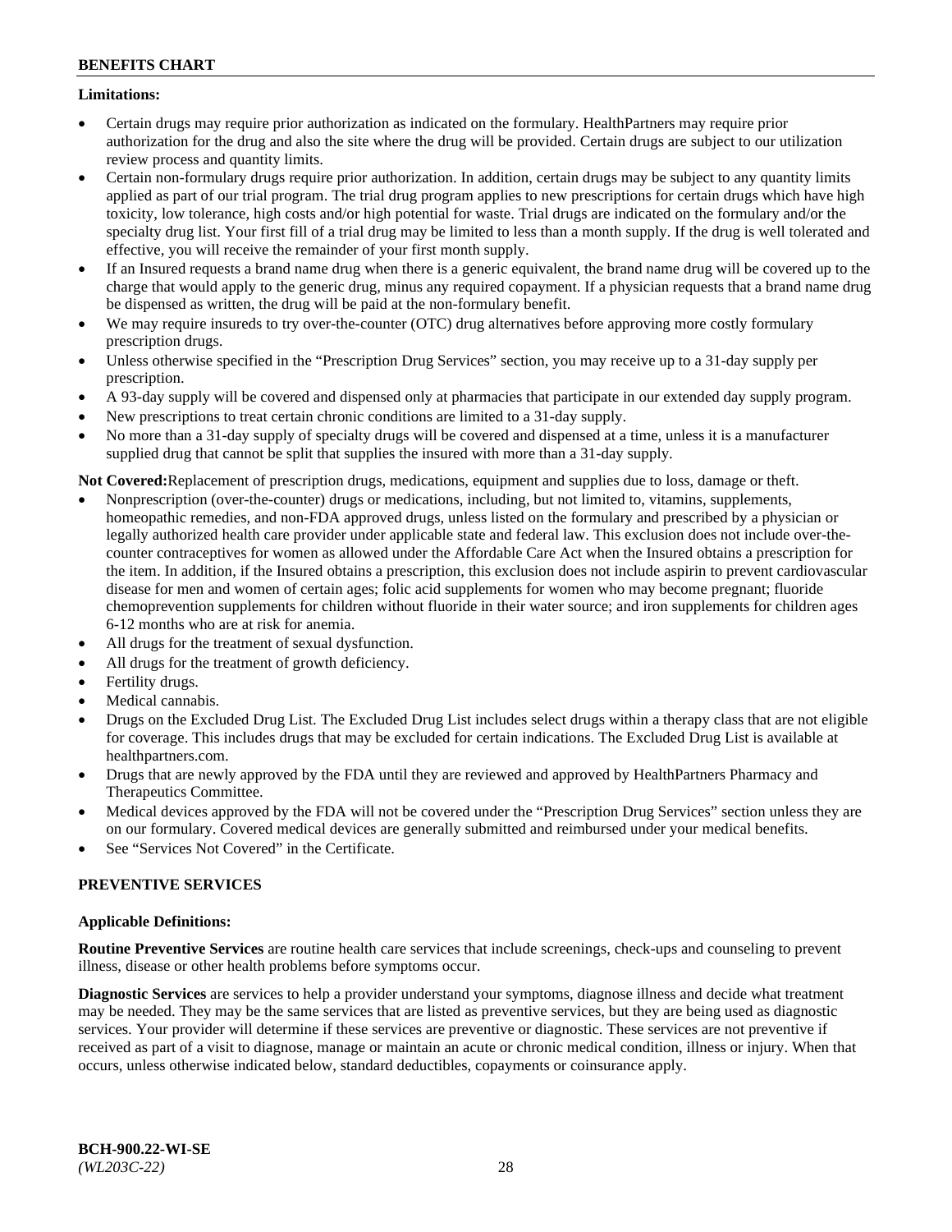**Limitations:**

- Certain drugs may require prior authorization as indicated on the formulary. HealthPartners may require prior authorization for the drug and also the site where the drug will be provided. Certain drugs are subject to our utilization review process and quantity limits.
- Certain non-formulary drugs require prior authorization. In addition, certain drugs may be subject to any quantity limits applied as part of our trial program. The trial drug program applies to new prescriptions for certain drugs which have high toxicity, low tolerance, high costs and/or high potential for waste. Trial drugs are indicated on the formulary and/or the specialty drug list. Your first fill of a trial drug may be limited to less than a month supply. If the drug is well tolerated and effective, you will receive the remainder of your first month supply.
- If an Insured requests a brand name drug when there is a generic equivalent, the brand name drug will be covered up to the charge that would apply to the generic drug, minus any required copayment. If a physician requests that a brand name drug be dispensed as written, the drug will be paid at the non-formulary benefit.
- We may require insureds to try over-the-counter (OTC) drug alternatives before approving more costly formulary prescription drugs.
- Unless otherwise specified in the "Prescription Drug Services" section, you may receive up to a 31-day supply per prescription.
- A 93-day supply will be covered and dispensed only at pharmacies that participate in our extended day supply program.
- New prescriptions to treat certain chronic conditions are limited to a 31-day supply.
- No more than a 31-day supply of specialty drugs will be covered and dispensed at a time, unless it is a manufacturer supplied drug that cannot be split that supplies the insured with more than a 31-day supply.

**Not Covered:**Replacement of prescription drugs, medications, equipment and supplies due to loss, damage or theft.

- Nonprescription (over-the-counter) drugs or medications, including, but not limited to, vitamins, supplements, homeopathic remedies, and non-FDA approved drugs, unless listed on the formulary and prescribed by a physician or legally authorized health care provider under applicable state and federal law. This exclusion does not include over-the-counter contraceptives for women as allowed under the Affordable Care Act when the Insured obtains a prescription for the item. In addition, if the Insured obtains a prescription, this exclusion does not include aspirin to prevent cardiovascular disease for men and women of certain ages; folic acid supplements for women who may become pregnant; fluoride chemoprevention supplements for children without fluoride in their water source; and iron supplements for children ages 6-12 months who are at risk for anemia.
- All drugs for the treatment of sexual dysfunction.
- All drugs for the treatment of growth deficiency.
- Fertility drugs.
- Medical cannabis.
- Drugs on the Excluded Drug List. The Excluded Drug List includes select drugs within a therapy class that are not eligible for coverage. This includes drugs that may be excluded for certain indications. The Excluded Drug List is available at healthpartners.com.
- Drugs that are newly approved by the FDA until they are reviewed and approved by HealthPartners Pharmacy and Therapeutics Committee.
- Medical devices approved by the FDA will not be covered under the "Prescription Drug Services" section unless they are on our formulary. Covered medical devices are generally submitted and reimbursed under your medical benefits.
- See "Services Not Covered" in the Certificate.

## PREVENTIVE SERVICES

**Applicable Definitions:**

**Routine Preventive Services** are routine health care services that include screenings, check-ups and counseling to prevent illness, disease or other health problems before symptoms occur.

**Diagnostic Services** are services to help a provider understand your symptoms, diagnose illness and decide what treatment may be needed. They may be the same services that are listed as preventive services, but they are being used as diagnostic services. Your provider will determine if these services are preventive or diagnostic. These services are not preventive if received as part of a visit to diagnose, manage or maintain an acute or chronic medical condition, illness or injury. When that occurs, unless otherwise indicated below, standard deductibles, copayments or coinsurance apply.

**BCH-900.22-WI-SE**
*(WL203C-22)*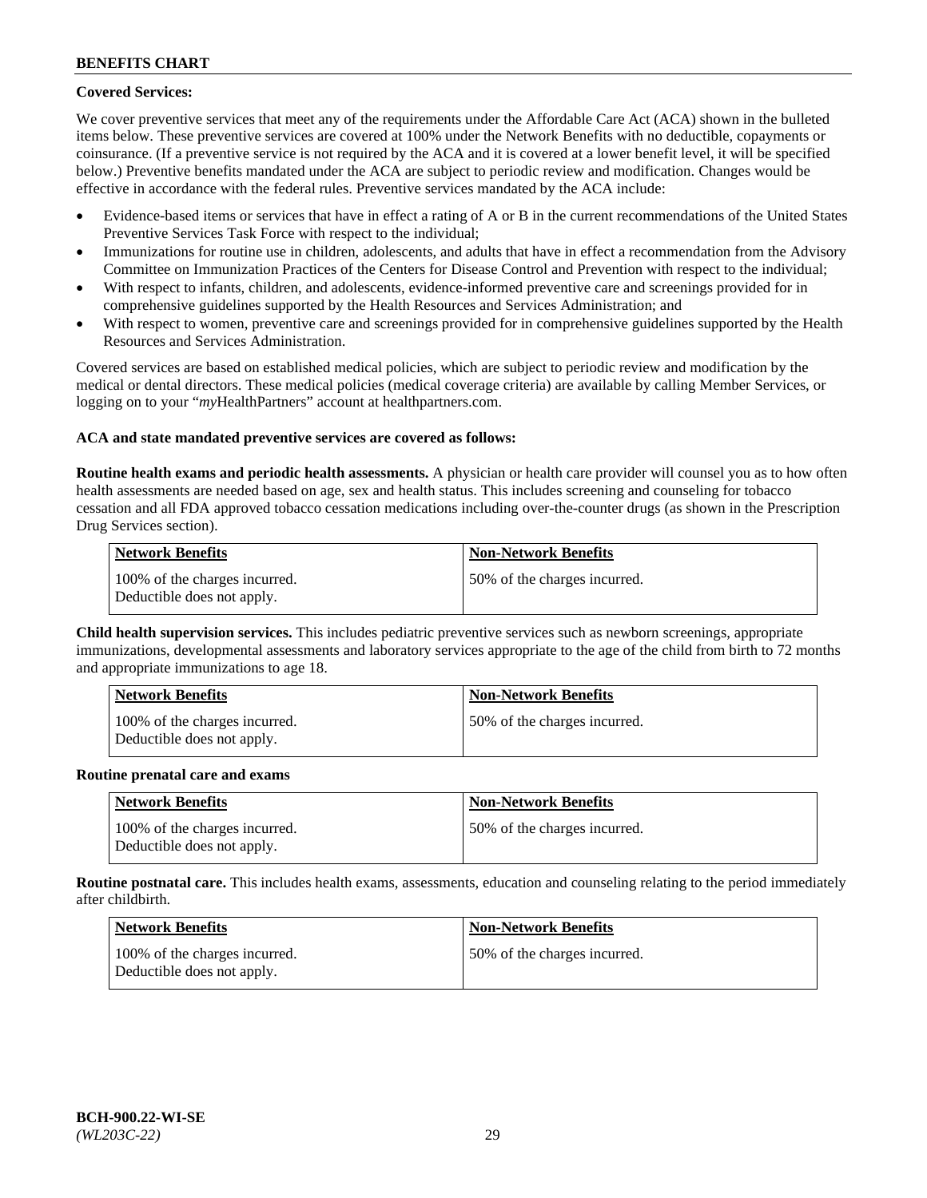**Covered Services:**

We cover preventive services that meet any of the requirements under the Affordable Care Act (ACA) shown in the bulleted items below. These preventive services are covered at 100% under the Network Benefits with no deductible, copayments or coinsurance. (If a preventive service is not required by the ACA and it is covered at a lower benefit level, it will be specified below.) Preventive benefits mandated under the ACA are subject to periodic review and modification. Changes would be effective in accordance with the federal rules. Preventive services mandated by the ACA include:

- Evidence-based items or services that have in effect a rating of A or B in the current recommendations of the United States Preventive Services Task Force with respect to the individual;
- Immunizations for routine use in children, adolescents, and adults that have in effect a recommendation from the Advisory Committee on Immunization Practices of the Centers for Disease Control and Prevention with respect to the individual;
- With respect to infants, children, and adolescents, evidence-informed preventive care and screenings provided for in comprehensive guidelines supported by the Health Resources and Services Administration; and
- With respect to women, preventive care and screenings provided for in comprehensive guidelines supported by the Health Resources and Services Administration.

Covered services are based on established medical policies, which are subject to periodic review and modification by the medical or dental directors. These medical policies (medical coverage criteria) are available by calling Member Services, or logging on to your "*my*HealthPartners" account at healthpartners.com.

**ACA and state mandated preventive services are covered as follows:**

**Routine health exams and periodic health assessments.** A physician or health care provider will counsel you as to how often health assessments are needed based on age, sex and health status. This includes screening and counseling for tobacco cessation and all FDA approved tobacco cessation medications including over-the-counter drugs (as shown in the Prescription Drug Services section).

| Network Benefits | Non-Network Benefits |
|---|---|
| 100% of the charges incurred. Deductible does not apply. | 50% of the charges incurred. |

**Child health supervision services.** This includes pediatric preventive services such as newborn screenings, appropriate immunizations, developmental assessments and laboratory services appropriate to the age of the child from birth to 72 months and appropriate immunizations to age 18.

| Network Benefits | Non-Network Benefits |
|---|---|
| 100% of the charges incurred. Deductible does not apply. | 50% of the charges incurred. |

**Routine prenatal care and exams**

| Network Benefits | Non-Network Benefits |
|---|---|
| 100% of the charges incurred. Deductible does not apply. | 50% of the charges incurred. |

**Routine postnatal care.** This includes health exams, assessments, education and counseling relating to the period immediately after childbirth.

| Network Benefits | Non-Network Benefits |
|---|---|
| 100% of the charges incurred. Deductible does not apply. | 50% of the charges incurred. |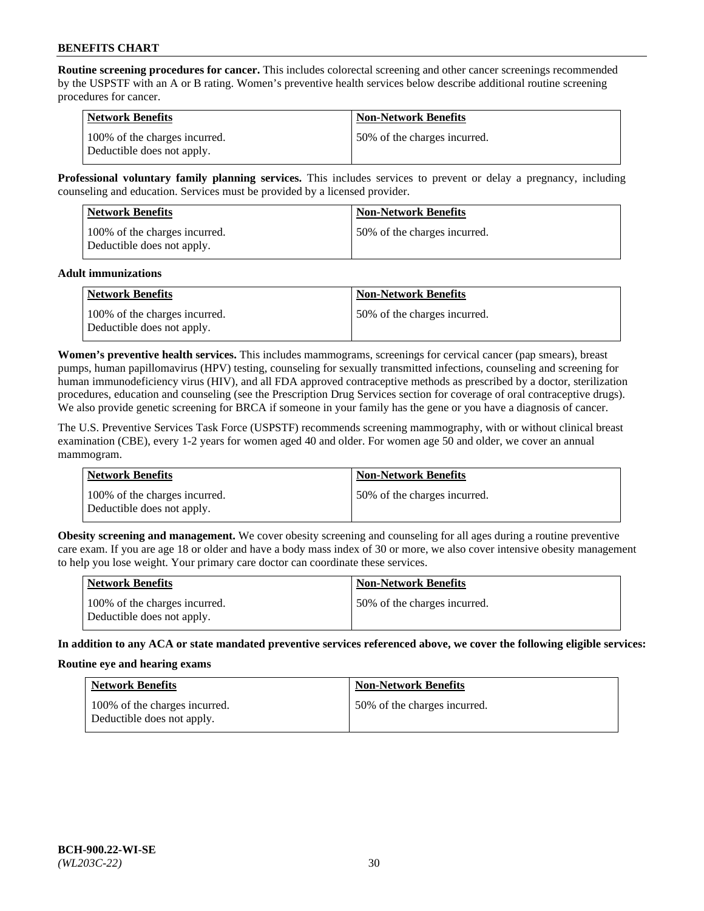**Routine screening procedures for cancer.** This includes colorectal screening and other cancer screenings recommended by the USPSTF with an A or B rating. Women's preventive health services below describe additional routine screening procedures for cancer.

| Network Benefits | Non-Network Benefits |
| --- | --- |
| 100% of the charges incurred. Deductible does not apply. | 50% of the charges incurred. |

**Professional voluntary family planning services.** This includes services to prevent or delay a pregnancy, including counseling and education. Services must be provided by a licensed provider.

| Network Benefits | Non-Network Benefits |
| --- | --- |
| 100% of the charges incurred. Deductible does not apply. | 50% of the charges incurred. |

**Adult immunizations**

| Network Benefits | Non-Network Benefits |
| --- | --- |
| 100% of the charges incurred. Deductible does not apply. | 50% of the charges incurred. |

**Women's preventive health services.** This includes mammograms, screenings for cervical cancer (pap smears), breast pumps, human papillomavirus (HPV) testing, counseling for sexually transmitted infections, counseling and screening for human immunodeficiency virus (HIV), and all FDA approved contraceptive methods as prescribed by a doctor, sterilization procedures, education and counseling (see the Prescription Drug Services section for coverage of oral contraceptive drugs). We also provide genetic screening for BRCA if someone in your family has the gene or you have a diagnosis of cancer.

The U.S. Preventive Services Task Force (USPSTF) recommends screening mammography, with or without clinical breast examination (CBE), every 1-2 years for women aged 40 and older. For women age 50 and older, we cover an annual mammogram.

| Network Benefits | Non-Network Benefits |
| --- | --- |
| 100% of the charges incurred. Deductible does not apply. | 50% of the charges incurred. |

**Obesity screening and management.** We cover obesity screening and counseling for all ages during a routine preventive care exam. If you are age 18 or older and have a body mass index of 30 or more, we also cover intensive obesity management to help you lose weight. Your primary care doctor can coordinate these services.

| Network Benefits | Non-Network Benefits |
| --- | --- |
| 100% of the charges incurred. Deductible does not apply. | 50% of the charges incurred. |

**In addition to any ACA or state mandated preventive services referenced above, we cover the following eligible services:**

**Routine eye and hearing exams**

| Network Benefits | Non-Network Benefits |
| --- | --- |
| 100% of the charges incurred. Deductible does not apply. | 50% of the charges incurred. |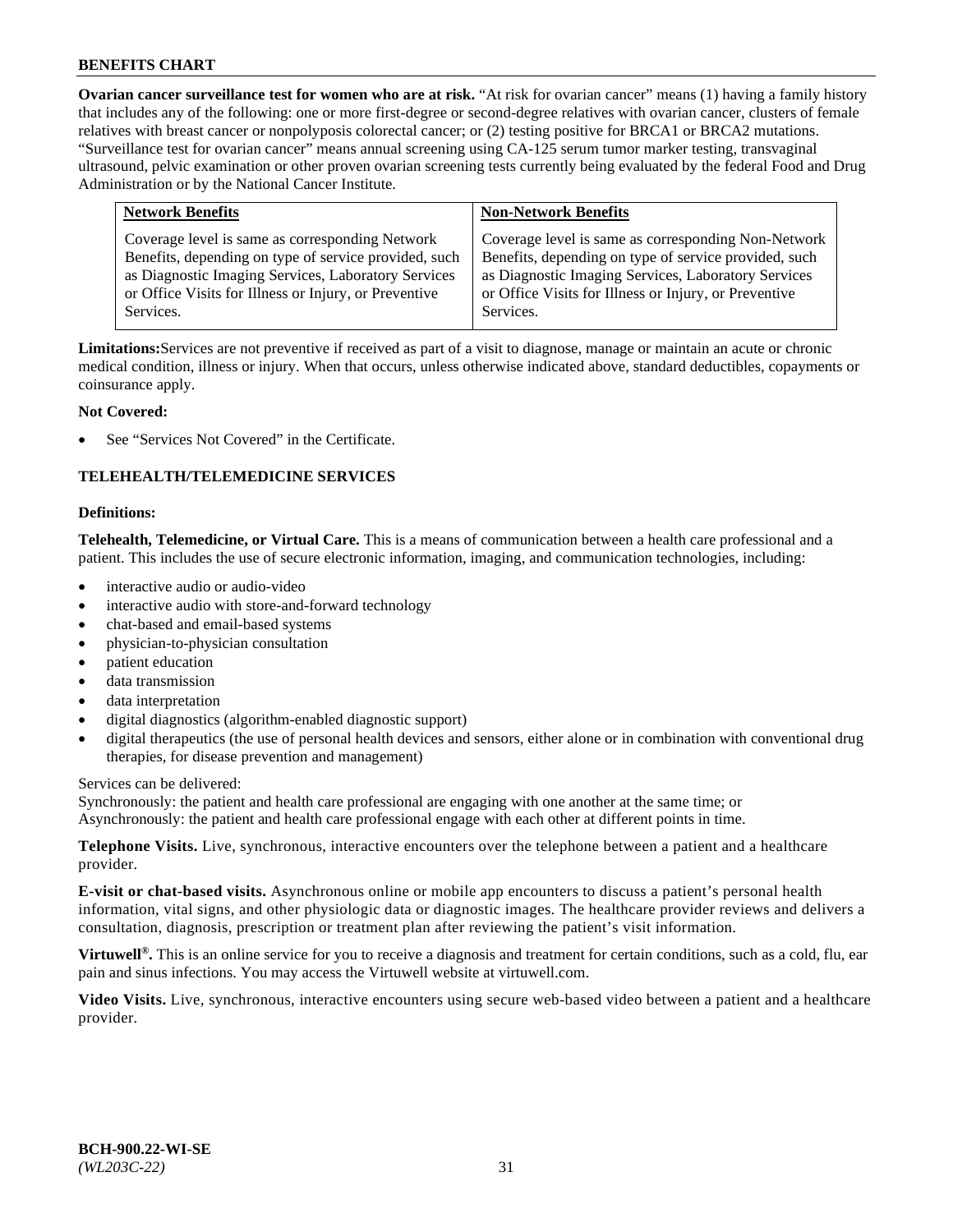**Ovarian cancer surveillance test for women who are at risk.** "At risk for ovarian cancer" means (1) having a family history that includes any of the following: one or more first-degree or second-degree relatives with ovarian cancer, clusters of female relatives with breast cancer or nonpolyposis colorectal cancer; or (2) testing positive for BRCA1 or BRCA2 mutations. "Surveillance test for ovarian cancer" means annual screening using CA-125 serum tumor marker testing, transvaginal ultrasound, pelvic examination or other proven ovarian screening tests currently being evaluated by the federal Food and Drug Administration or by the National Cancer Institute.

| Network Benefits | Non-Network Benefits |
|---|---|
| Coverage level is same as corresponding Network Benefits, depending on type of service provided, such as Diagnostic Imaging Services, Laboratory Services or Office Visits for Illness or Injury, or Preventive Services. | Coverage level is same as corresponding Non-Network Benefits, depending on type of service provided, such as Diagnostic Imaging Services, Laboratory Services or Office Visits for Illness or Injury, or Preventive Services. |

**Limitations:** Services are not preventive if received as part of a visit to diagnose, manage or maintain an acute or chronic medical condition, illness or injury. When that occurs, unless otherwise indicated above, standard deductibles, copayments or coinsurance apply.

**Not Covered:**

- See "Services Not Covered" in the Certificate.

## TELEHEALTH/TELEMEDICINE SERVICES

**Definitions:**

**Telehealth, Telemedicine, or Virtual Care.** This is a means of communication between a health care professional and a patient. This includes the use of secure electronic information, imaging, and communication technologies, including:

- interactive audio or audio-video
- interactive audio with store-and-forward technology
- chat-based and email-based systems
- physician-to-physician consultation
- patient education
- data transmission
- data interpretation
- digital diagnostics (algorithm-enabled diagnostic support)
- digital therapeutics (the use of personal health devices and sensors, either alone or in combination with conventional drug therapies, for disease prevention and management)

Services can be delivered:
Synchronously: the patient and health care professional are engaging with one another at the same time; or
Asynchronously: the patient and health care professional engage with each other at different points in time.

**Telephone Visits.** Live, synchronous, interactive encounters over the telephone between a patient and a healthcare provider.

**E-visit or chat-based visits.** Asynchronous online or mobile app encounters to discuss a patient's personal health information, vital signs, and other physiologic data or diagnostic images. The healthcare provider reviews and delivers a consultation, diagnosis, prescription or treatment plan after reviewing the patient's visit information.

**Virtuwell®.** This is an online service for you to receive a diagnosis and treatment for certain conditions, such as a cold, flu, ear pain and sinus infections. You may access the Virtuwell website at virtuwell.com.

**Video Visits.** Live, synchronous, interactive encounters using secure web-based video between a patient and a healthcare provider.

**BCH-900.22-WI-SE**
*(WL203C-22)*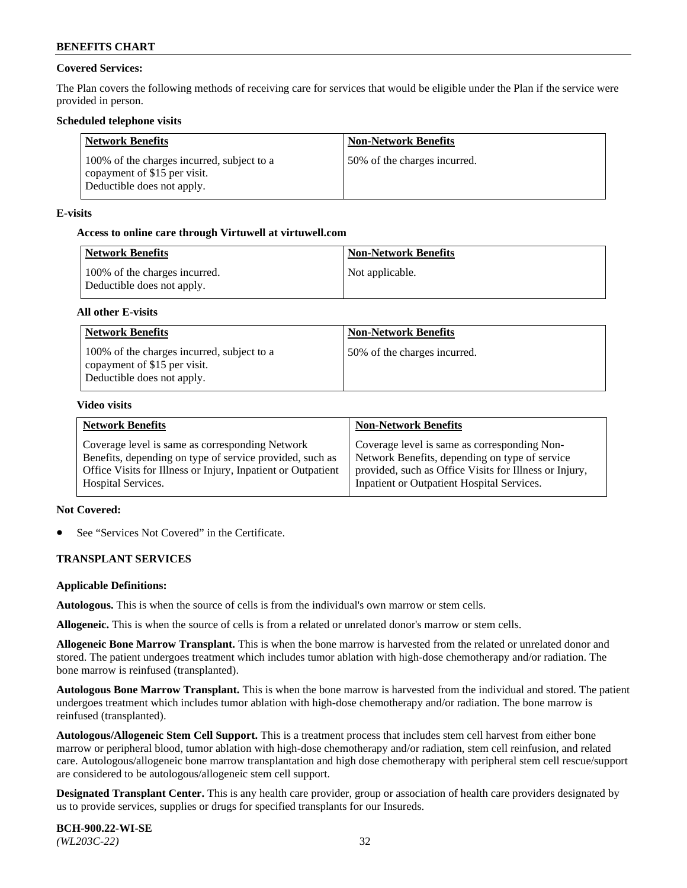**Covered Services:**

The Plan covers the following methods of receiving care for services that would be eligible under the Plan if the service were provided in person.

**Scheduled telephone visits**

| Network Benefits | Non-Network Benefits |
| --- | --- |
| 100% of the charges incurred, subject to a copayment of $15 per visit. Deductible does not apply. | 50% of the charges incurred. |

**E-visits**

**Access to online care through Virtuwell at virtuwell.com**

| Network Benefits | Non-Network Benefits |
| --- | --- |
| 100% of the charges incurred. Deductible does not apply. | Not applicable. |

**All other E-visits**

| Network Benefits | Non-Network Benefits |
| --- | --- |
| 100% of the charges incurred, subject to a copayment of $15 per visit. Deductible does not apply. | 50% of the charges incurred. |

**Video visits**

| Network Benefits | Non-Network Benefits |
| --- | --- |
| Coverage level is same as corresponding Network Benefits, depending on type of service provided, such as Office Visits for Illness or Injury, Inpatient or Outpatient Hospital Services. | Coverage level is same as corresponding Non-Network Benefits, depending on type of service provided, such as Office Visits for Illness or Injury, Inpatient or Outpatient Hospital Services. |

**Not Covered:**

- See "Services Not Covered" in the Certificate.

**TRANSPLANT SERVICES**

**Applicable Definitions:**

**Autologous.** This is when the source of cells is from the individual's own marrow or stem cells.

**Allogeneic.** This is when the source of cells is from a related or unrelated donor's marrow or stem cells.

**Allogeneic Bone Marrow Transplant.** This is when the bone marrow is harvested from the related or unrelated donor and stored. The patient undergoes treatment which includes tumor ablation with high-dose chemotherapy and/or radiation. The bone marrow is reinfused (transplanted).

**Autologous Bone Marrow Transplant.** This is when the bone marrow is harvested from the individual and stored. The patient undergoes treatment which includes tumor ablation with high-dose chemotherapy and/or radiation. The bone marrow is reinfused (transplanted).

**Autologous/Allogeneic Stem Cell Support.** This is a treatment process that includes stem cell harvest from either bone marrow or peripheral blood, tumor ablation with high-dose chemotherapy and/or radiation, stem cell reinfusion, and related care. Autologous/allogeneic bone marrow transplantation and high dose chemotherapy with peripheral stem cell rescue/support are considered to be autologous/allogeneic stem cell support.

**Designated Transplant Center.** This is any health care provider, group or association of health care providers designated by us to provide services, supplies or drugs for specified transplants for our Insureds.

**BCH-900.22-WI-SE**
*(WL203C-22)*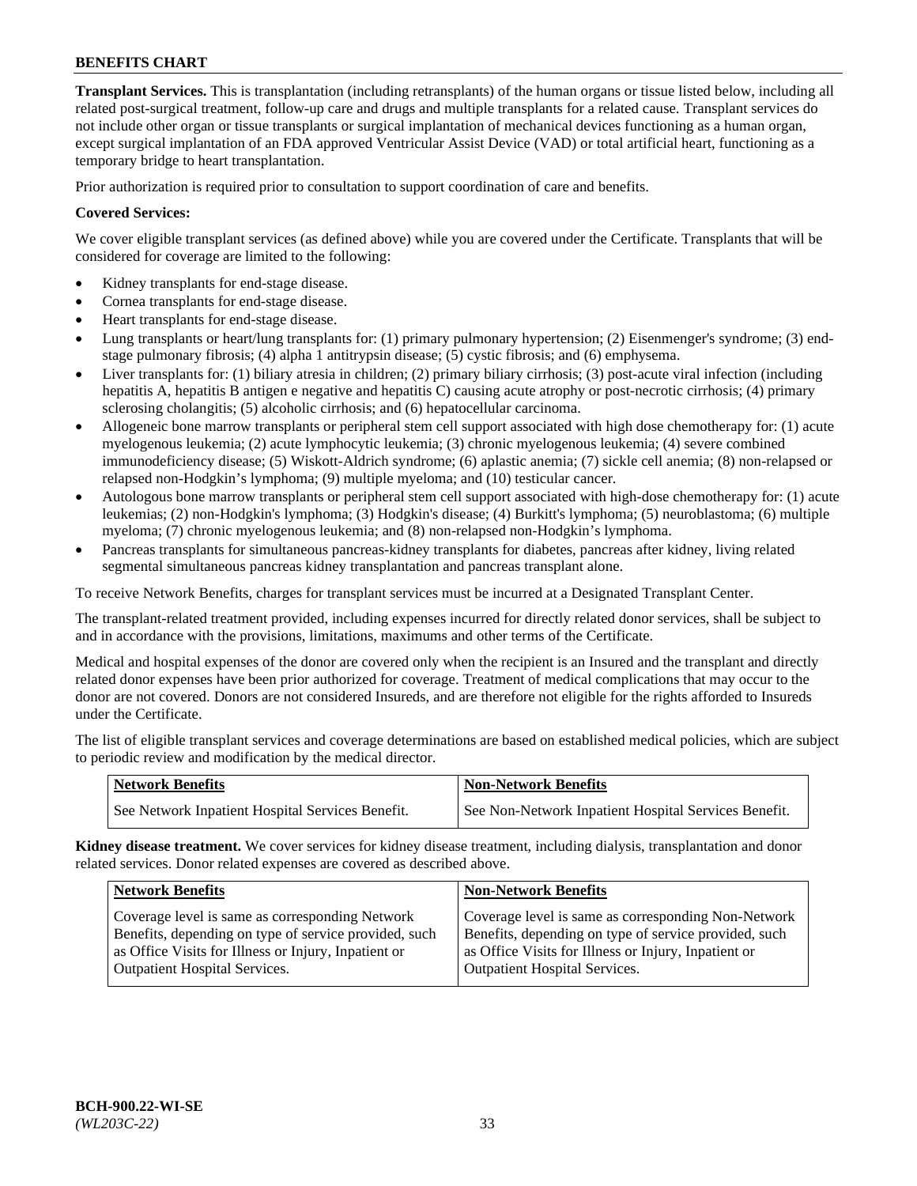**Transplant Services.** This is transplantation (including retransplants) of the human organs or tissue listed below, including all related post-surgical treatment, follow-up care and drugs and multiple transplants for a related cause. Transplant services do not include other organ or tissue transplants or surgical implantation of mechanical devices functioning as a human organ, except surgical implantation of an FDA approved Ventricular Assist Device (VAD) or total artificial heart, functioning as a temporary bridge to heart transplantation.

Prior authorization is required prior to consultation to support coordination of care and benefits.

**Covered Services:**

We cover eligible transplant services (as defined above) while you are covered under the Certificate. Transplants that will be considered for coverage are limited to the following:

- Kidney transplants for end-stage disease.
- Cornea transplants for end-stage disease.
- Heart transplants for end-stage disease.
- Lung transplants or heart/lung transplants for: (1) primary pulmonary hypertension; (2) Eisenmenger's syndrome; (3) end-stage pulmonary fibrosis; (4) alpha 1 antitrypsin disease; (5) cystic fibrosis; and (6) emphysema.
- Liver transplants for: (1) biliary atresia in children; (2) primary biliary cirrhosis; (3) post-acute viral infection (including hepatitis A, hepatitis B antigen e negative and hepatitis C) causing acute atrophy or post-necrotic cirrhosis; (4) primary sclerosing cholangitis; (5) alcoholic cirrhosis; and (6) hepatocellular carcinoma.
- Allogeneic bone marrow transplants or peripheral stem cell support associated with high dose chemotherapy for: (1) acute myelogenous leukemia; (2) acute lymphocytic leukemia; (3) chronic myelogenous leukemia; (4) severe combined immunodeficiency disease; (5) Wiskott-Aldrich syndrome; (6) aplastic anemia; (7) sickle cell anemia; (8) non-relapsed or relapsed non-Hodgkin's lymphoma; (9) multiple myeloma; and (10) testicular cancer.
- Autologous bone marrow transplants or peripheral stem cell support associated with high-dose chemotherapy for: (1) acute leukemias; (2) non-Hodgkin's lymphoma; (3) Hodgkin's disease; (4) Burkitt's lymphoma; (5) neuroblastoma; (6) multiple myeloma; (7) chronic myelogenous leukemia; and (8) non-relapsed non-Hodgkin's lymphoma.
- Pancreas transplants for simultaneous pancreas-kidney transplants for diabetes, pancreas after kidney, living related segmental simultaneous pancreas kidney transplantation and pancreas transplant alone.

To receive Network Benefits, charges for transplant services must be incurred at a Designated Transplant Center.

The transplant-related treatment provided, including expenses incurred for directly related donor services, shall be subject to and in accordance with the provisions, limitations, maximums and other terms of the Certificate.

Medical and hospital expenses of the donor are covered only when the recipient is an Insured and the transplant and directly related donor expenses have been prior authorized for coverage. Treatment of medical complications that may occur to the donor are not covered. Donors are not considered Insureds, and are therefore not eligible for the rights afforded to Insureds under the Certificate.

The list of eligible transplant services and coverage determinations are based on established medical policies, which are subject to periodic review and modification by the medical director.

| Network Benefits | Non-Network Benefits |
|---|---|
| See Network Inpatient Hospital Services Benefit. | See Non-Network Inpatient Hospital Services Benefit. |

**Kidney disease treatment.** We cover services for kidney disease treatment, including dialysis, transplantation and donor related services. Donor related expenses are covered as described above.

| Network Benefits | Non-Network Benefits |
|---|---|
| Coverage level is same as corresponding Network Benefits, depending on type of service provided, such as Office Visits for Illness or Injury, Inpatient or Outpatient Hospital Services. | Coverage level is same as corresponding Non-Network Benefits, depending on type of service provided, such as Office Visits for Illness or Injury, Inpatient or Outpatient Hospital Services. |

**BCH-900.22-WI-SE**
*(WL203C-22)*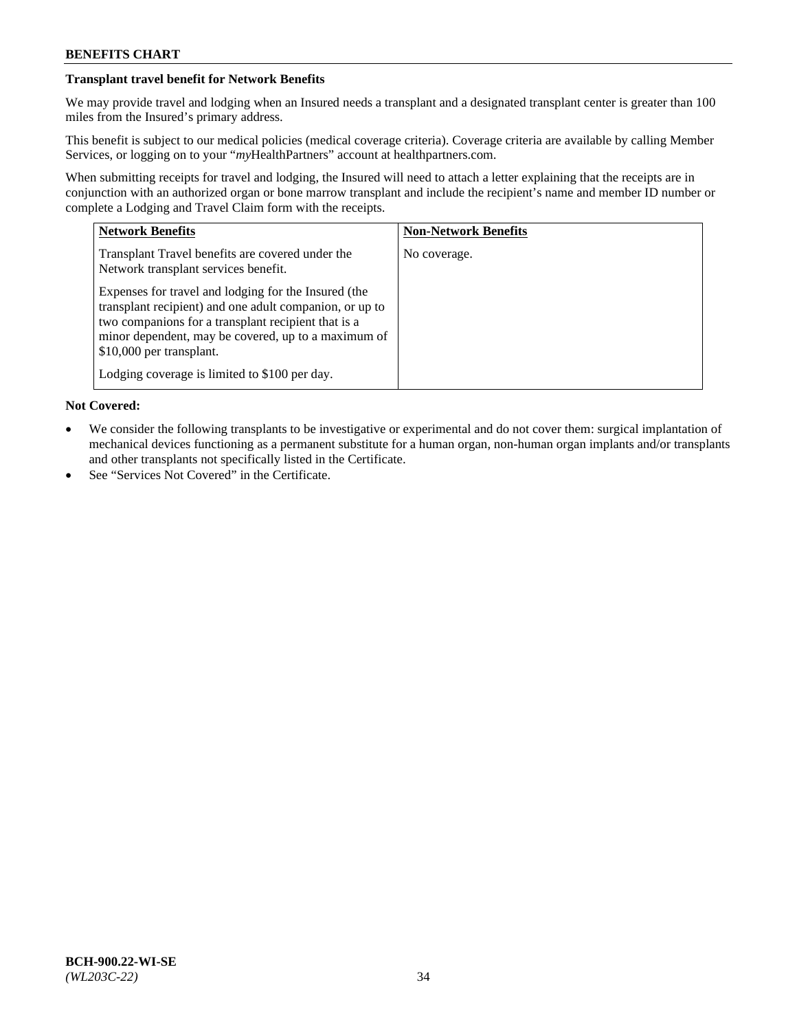### Transplant travel benefit for Network Benefits

We may provide travel and lodging when an Insured needs a transplant and a designated transplant center is greater than 100 miles from the Insured's primary address.

This benefit is subject to our medical policies (medical coverage criteria). Coverage criteria are available by calling Member Services, or logging on to your "*my*HealthPartners" account at healthpartners.com.

When submitting receipts for travel and lodging, the Insured will need to attach a letter explaining that the receipts are in conjunction with an authorized organ or bone marrow transplant and include the recipient's name and member ID number or complete a Lodging and Travel Claim form with the receipts.

| Network Benefits | Non-Network Benefits |
|---|---|
| Transplant Travel benefits are covered under the Network transplant services benefit.<br><br>Expenses for travel and lodging for the Insured (the transplant recipient) and one adult companion, or up to two companions for a transplant recipient that is a minor dependent, may be covered, up to a maximum of $10,000 per transplant.<br><br>Lodging coverage is limited to $100 per day. | No coverage. |

**Not Covered:**

- We consider the following transplants to be investigative or experimental and do not cover them: surgical implantation of mechanical devices functioning as a permanent substitute for a human organ, non-human organ implants and/or transplants and other transplants not specifically listed in the Certificate.
- See "Services Not Covered" in the Certificate.